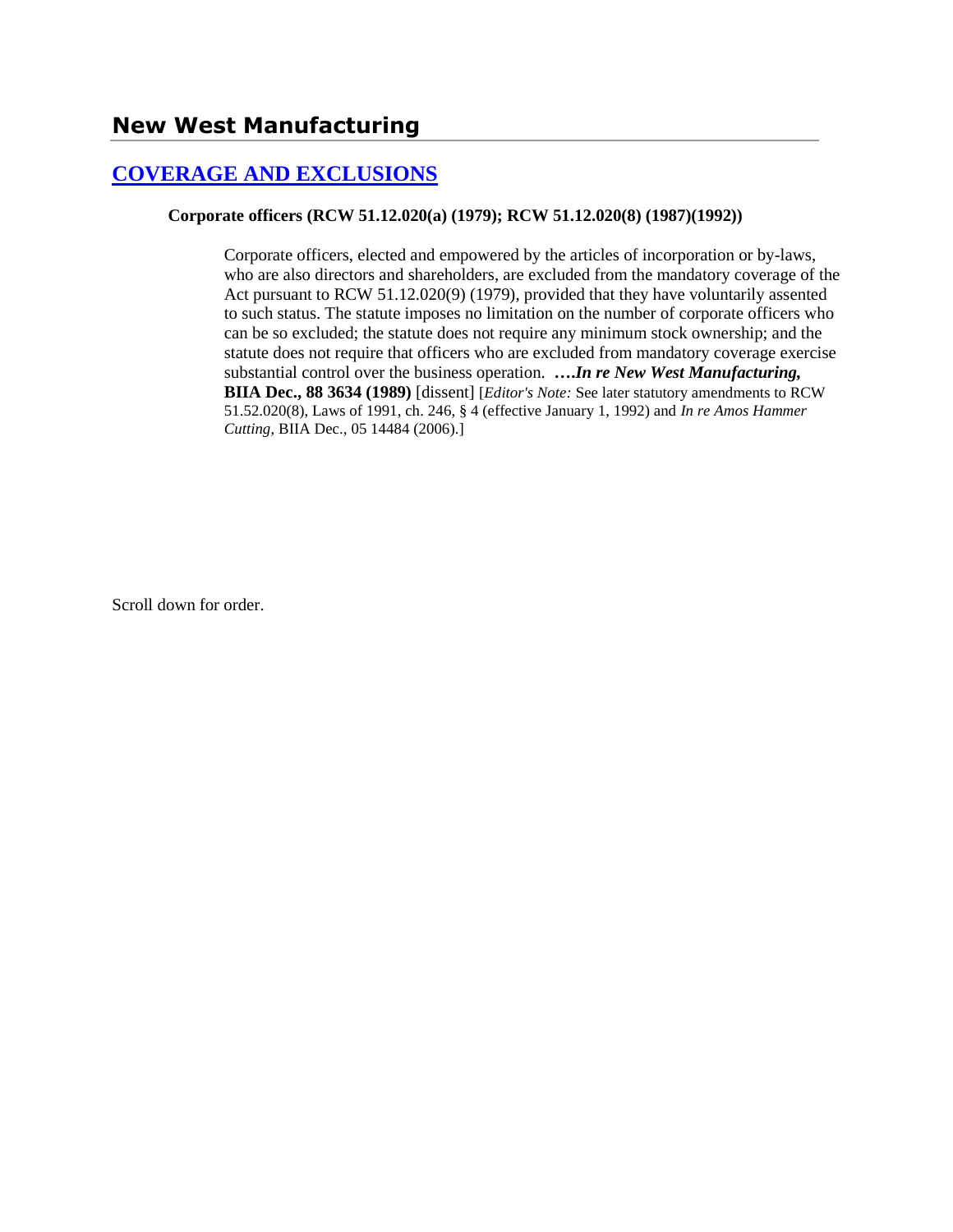# New West Manufacturing

## COVERAGE AND EXCLUSIONS

**Corporate officers (RCW 51.12.020(a) (1979); RCW 51.12.020(8) (1987)(1992))**

> Corporate officers, elected and empowered by the articles of incorporation or by-laws, who are also directors and shareholders, are excluded from the mandatory coverage of the Act pursuant to RCW 51.12.020(9) (1979), provided that they have voluntarily assented to such status. The statute imposes no limitation on the number of corporate officers who can be so excluded; the statute does not require any minimum stock ownership; and the statute does not require that officers who are excluded from mandatory coverage exercise substantial control over the business operation. **….*In re New West Manufacturing*, BIIA Dec., 88 3634 (1989)** [dissent] [*Editor's Note:* See later statutory amendments to RCW 51.52.020(8), Laws of 1991, ch. 246, § 4 (effective January 1, 1992) and *In re Amos Hammer Cutting*, BIIA Dec., 05 14484 (2006).]

Scroll down for order.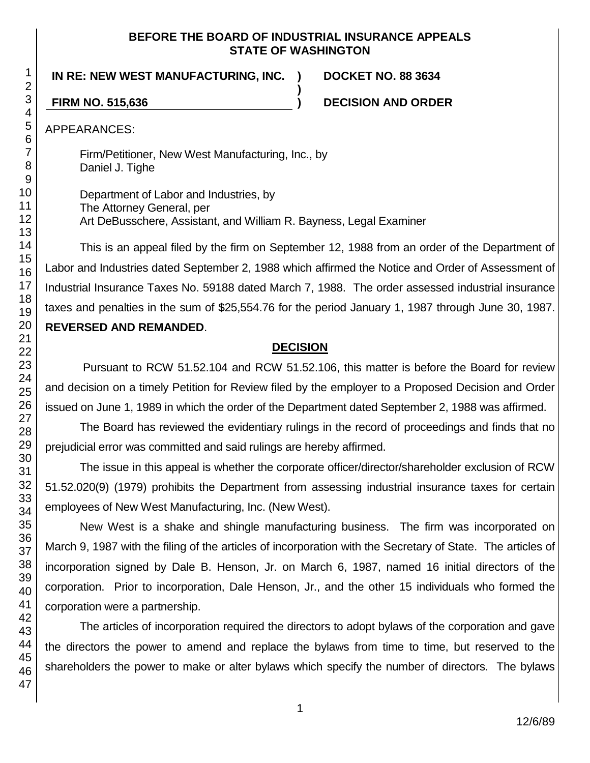**BEFORE THE BOARD OF INDUSTRIAL INSURANCE APPEALS**
**STATE OF WASHINGTON**

| | | |
|---|---|---|
| **IN RE: NEW WEST MANUFACTURING, INC.** | **)** | **DOCKET NO. 88 3634** |
| | **)** | |
| **FIRM NO. 515,636** | **)** | **DECISION AND ORDER** |

APPEARANCES:

Firm/Petitioner, New West Manufacturing, Inc., by
Daniel J. Tighe

Department of Labor and Industries, by
The Attorney General, per
Art DeBusschere, Assistant, and William R. Bayness, Legal Examiner

This is an appeal filed by the firm on September 12, 1988 from an order of the Department of Labor and Industries dated September 2, 1988 which affirmed the Notice and Order of Assessment of Industrial Insurance Taxes No. 59188 dated March 7, 1988. The order assessed industrial insurance taxes and penalties in the sum of $25,554.76 for the period January 1, 1987 through June 30, 1987. **REVERSED AND REMANDED**.

## DECISION

Pursuant to RCW 51.52.104 and RCW 51.52.106, this matter is before the Board for review and decision on a timely Petition for Review filed by the employer to a Proposed Decision and Order issued on June 1, 1989 in which the order of the Department dated September 2, 1988 was affirmed.

The Board has reviewed the evidentiary rulings in the record of proceedings and finds that no prejudicial error was committed and said rulings are hereby affirmed.

The issue in this appeal is whether the corporate officer/director/shareholder exclusion of RCW 51.52.020(9) (1979) prohibits the Department from assessing industrial insurance taxes for certain employees of New West Manufacturing, Inc. (New West).

New West is a shake and shingle manufacturing business. The firm was incorporated on March 9, 1987 with the filing of the articles of incorporation with the Secretary of State. The articles of incorporation signed by Dale B. Henson, Jr. on March 6, 1987, named 16 initial directors of the corporation. Prior to incorporation, Dale Henson, Jr., and the other 15 individuals who formed the corporation were a partnership.

The articles of incorporation required the directors to adopt bylaws of the corporation and gave the directors the power to amend and replace the bylaws from time to time, but reserved to the shareholders the power to make or alter bylaws which specify the number of directors. The bylaws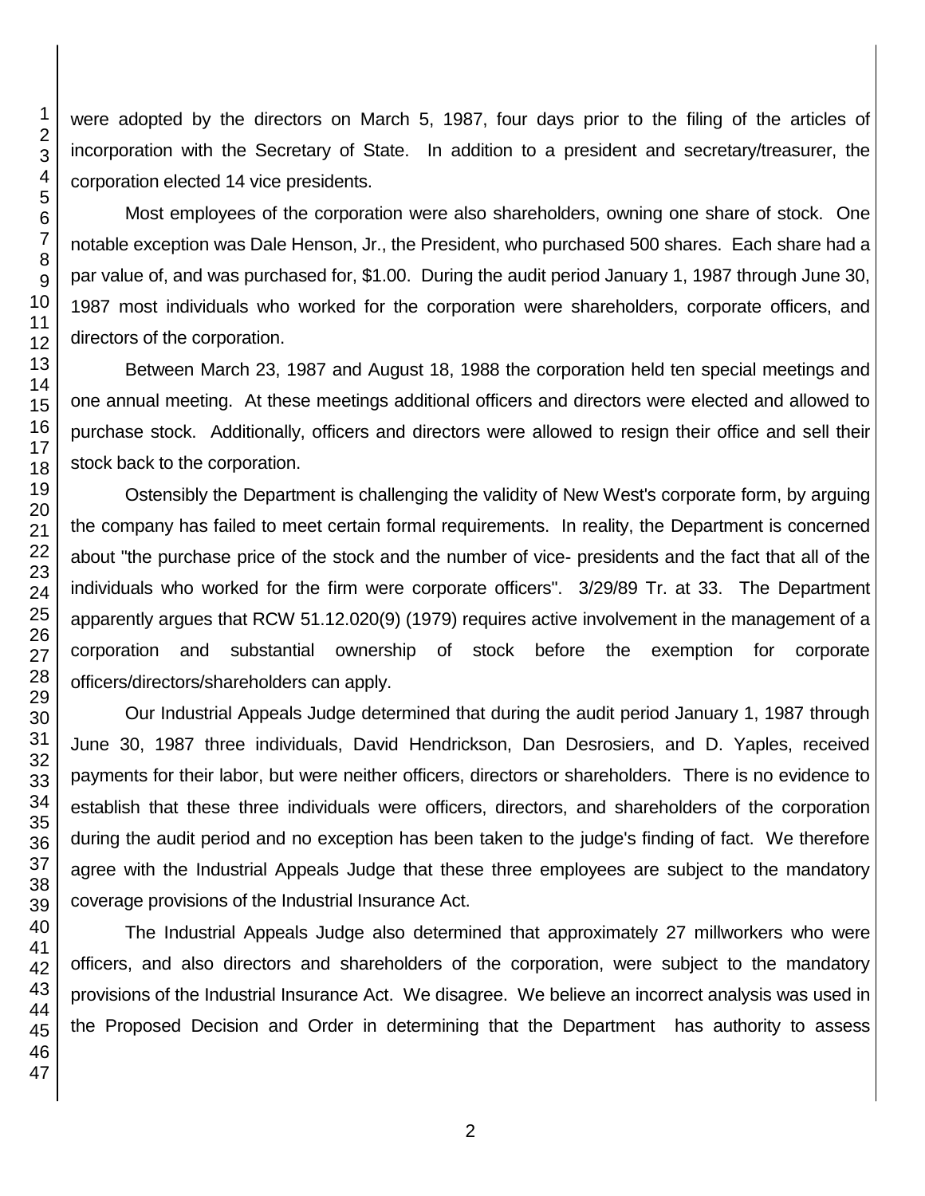were adopted by the directors on March 5, 1987, four days prior to the filing of the articles of incorporation with the Secretary of State. In addition to a president and secretary/treasurer, the corporation elected 14 vice presidents.

Most employees of the corporation were also shareholders, owning one share of stock. One notable exception was Dale Henson, Jr., the President, who purchased 500 shares. Each share had a par value of, and was purchased for, $1.00. During the audit period January 1, 1987 through June 30, 1987 most individuals who worked for the corporation were shareholders, corporate officers, and directors of the corporation.

Between March 23, 1987 and August 18, 1988 the corporation held ten special meetings and one annual meeting. At these meetings additional officers and directors were elected and allowed to purchase stock. Additionally, officers and directors were allowed to resign their office and sell their stock back to the corporation.

Ostensibly the Department is challenging the validity of New West's corporate form, by arguing the company has failed to meet certain formal requirements. In reality, the Department is concerned about "the purchase price of the stock and the number of vice- presidents and the fact that all of the individuals who worked for the firm were corporate officers". 3/29/89 Tr. at 33. The Department apparently argues that RCW 51.12.020(9) (1979) requires active involvement in the management of a corporation and substantial ownership of stock before the exemption for corporate officers/directors/shareholders can apply.

Our Industrial Appeals Judge determined that during the audit period January 1, 1987 through June 30, 1987 three individuals, David Hendrickson, Dan Desrosiers, and D. Yaples, received payments for their labor, but were neither officers, directors or shareholders. There is no evidence to establish that these three individuals were officers, directors, and shareholders of the corporation during the audit period and no exception has been taken to the judge's finding of fact. We therefore agree with the Industrial Appeals Judge that these three employees are subject to the mandatory coverage provisions of the Industrial Insurance Act.

The Industrial Appeals Judge also determined that approximately 27 millworkers who were officers, and also directors and shareholders of the corporation, were subject to the mandatory provisions of the Industrial Insurance Act. We disagree. We believe an incorrect analysis was used in the Proposed Decision and Order in determining that the Department has authority to assess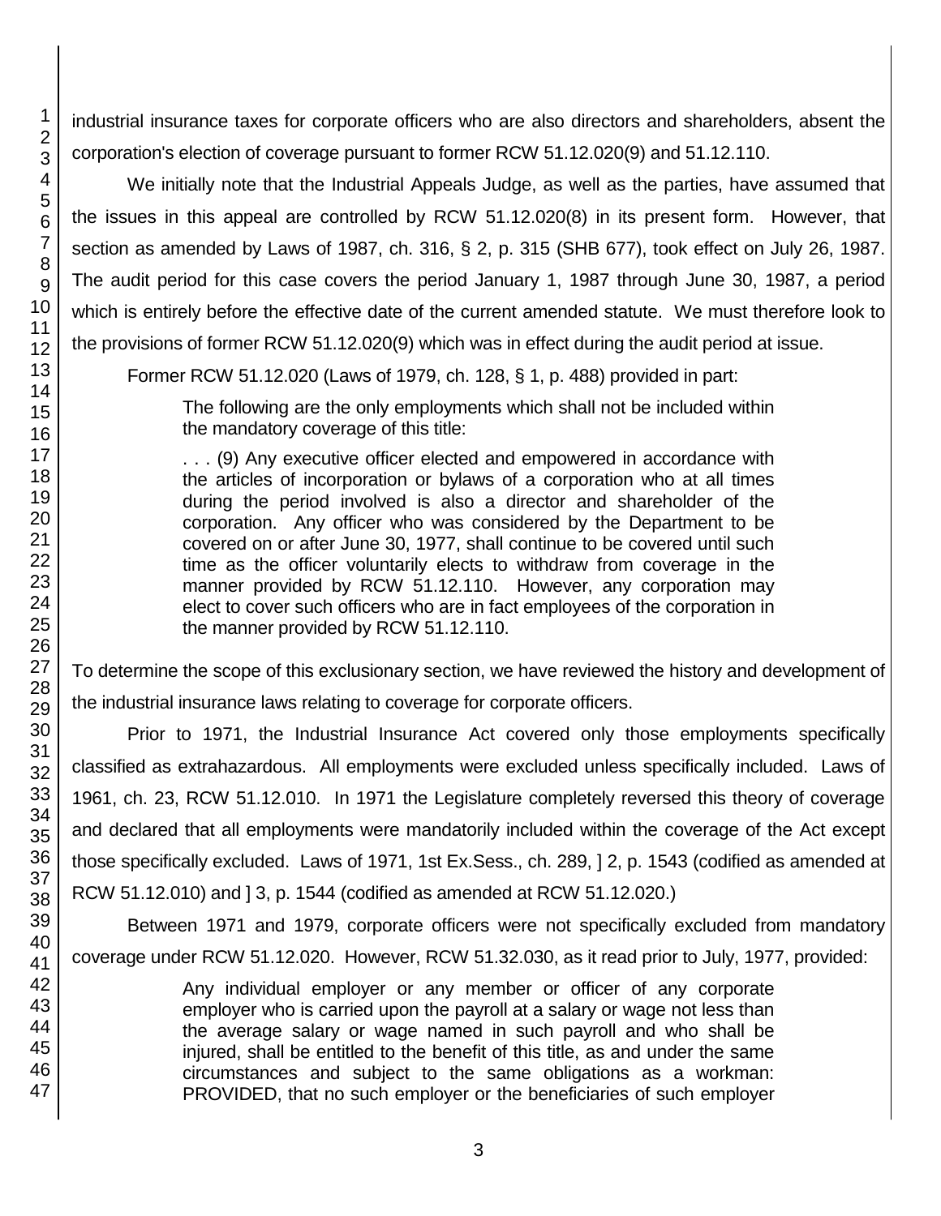industrial insurance taxes for corporate officers who are also directors and shareholders, absent the corporation's election of coverage pursuant to former RCW 51.12.020(9) and 51.12.110.

We initially note that the Industrial Appeals Judge, as well as the parties, have assumed that the issues in this appeal are controlled by RCW 51.12.020(8) in its present form. However, that section as amended by Laws of 1987, ch. 316, § 2, p. 315 (SHB 677), took effect on July 26, 1987. The audit period for this case covers the period January 1, 1987 through June 30, 1987, a period which is entirely before the effective date of the current amended statute. We must therefore look to the provisions of former RCW 51.12.020(9) which was in effect during the audit period at issue.

Former RCW 51.12.020 (Laws of 1979, ch. 128, § 1, p. 488) provided in part:

> The following are the only employments which shall not be included within the mandatory coverage of this title:
>
> . . . (9) Any executive officer elected and empowered in accordance with the articles of incorporation or bylaws of a corporation who at all times during the period involved is also a director and shareholder of the corporation. Any officer who was considered by the Department to be covered on or after June 30, 1977, shall continue to be covered until such time as the officer voluntarily elects to withdraw from coverage in the manner provided by RCW 51.12.110. However, any corporation may elect to cover such officers who are in fact employees of the corporation in the manner provided by RCW 51.12.110.

To determine the scope of this exclusionary section, we have reviewed the history and development of the industrial insurance laws relating to coverage for corporate officers.

Prior to 1971, the Industrial Insurance Act covered only those employments specifically classified as extrahazardous. All employments were excluded unless specifically included. Laws of 1961, ch. 23, RCW 51.12.010. In 1971 the Legislature completely reversed this theory of coverage and declared that all employments were mandatorily included within the coverage of the Act except those specifically excluded. Laws of 1971, 1st Ex.Sess., ch. 289, ] 2, p. 1543 (codified as amended at RCW 51.12.010) and ] 3, p. 1544 (codified as amended at RCW 51.12.020.)

Between 1971 and 1979, corporate officers were not specifically excluded from mandatory coverage under RCW 51.12.020. However, RCW 51.32.030, as it read prior to July, 1977, provided:

> Any individual employer or any member or officer of any corporate employer who is carried upon the payroll at a salary or wage not less than the average salary or wage named in such payroll and who shall be injured, shall be entitled to the benefit of this title, as and under the same circumstances and subject to the same obligations as a workman: PROVIDED, that no such employer or the beneficiaries of such employer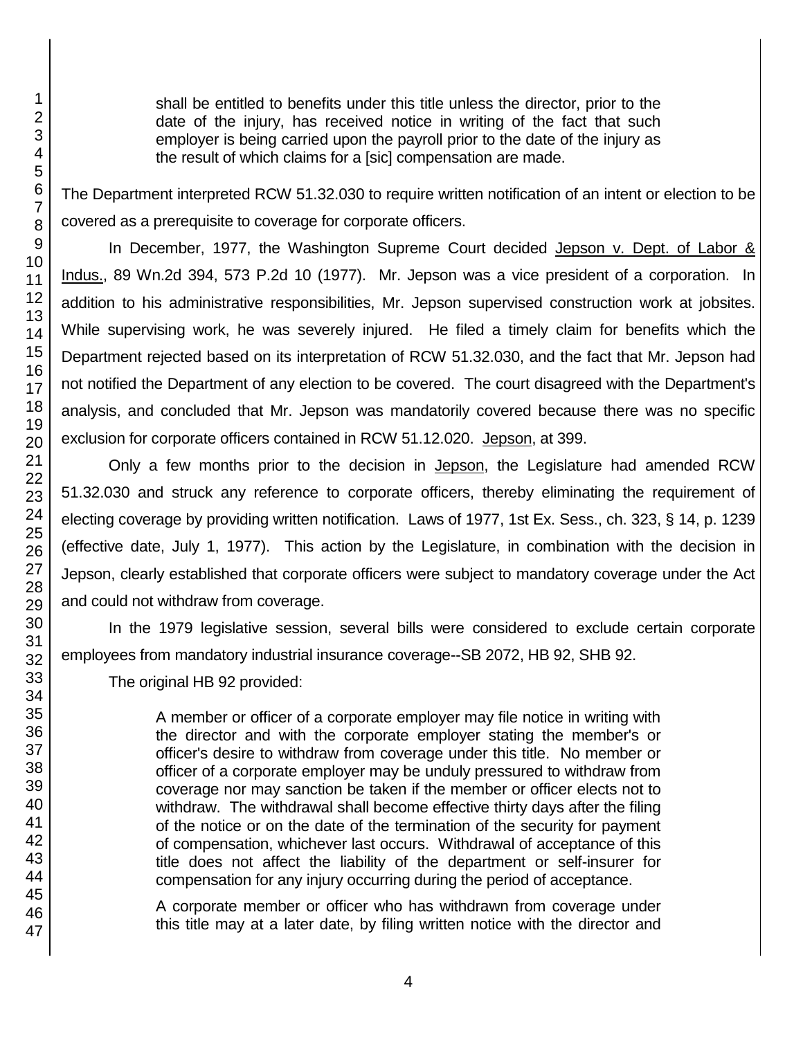> shall be entitled to benefits under this title unless the director, prior to the date of the injury, has received notice in writing of the fact that such employer is being carried upon the payroll prior to the date of the injury as the result of which claims for a [sic] compensation are made.

The Department interpreted RCW 51.32.030 to require written notification of an intent or election to be covered as a prerequisite to coverage for corporate officers.

In December, 1977, the Washington Supreme Court decided Jepson v. Dept. of Labor & Indus., 89 Wn.2d 394, 573 P.2d 10 (1977). Mr. Jepson was a vice president of a corporation. In addition to his administrative responsibilities, Mr. Jepson supervised construction work at jobsites. While supervising work, he was severely injured. He filed a timely claim for benefits which the Department rejected based on its interpretation of RCW 51.32.030, and the fact that Mr. Jepson had not notified the Department of any election to be covered. The court disagreed with the Department's analysis, and concluded that Mr. Jepson was mandatorily covered because there was no specific exclusion for corporate officers contained in RCW 51.12.020. Jepson, at 399.

Only a few months prior to the decision in Jepson, the Legislature had amended RCW 51.32.030 and struck any reference to corporate officers, thereby eliminating the requirement of electing coverage by providing written notification. Laws of 1977, 1st Ex. Sess., ch. 323, § 14, p. 1239 (effective date, July 1, 1977). This action by the Legislature, in combination with the decision in Jepson, clearly established that corporate officers were subject to mandatory coverage under the Act and could not withdraw from coverage.

In the 1979 legislative session, several bills were considered to exclude certain corporate employees from mandatory industrial insurance coverage--SB 2072, HB 92, SHB 92.

The original HB 92 provided:

> A member or officer of a corporate employer may file notice in writing with the director and with the corporate employer stating the member's or officer's desire to withdraw from coverage under this title. No member or officer of a corporate employer may be unduly pressured to withdraw from coverage nor may sanction be taken if the member or officer elects not to withdraw. The withdrawal shall become effective thirty days after the filing of the notice or on the date of the termination of the security for payment of compensation, whichever last occurs. Withdrawal of acceptance of this title does not affect the liability of the department or self-insurer for compensation for any injury occurring during the period of acceptance.
>
> A corporate member or officer who has withdrawn from coverage under this title may at a later date, by filing written notice with the director and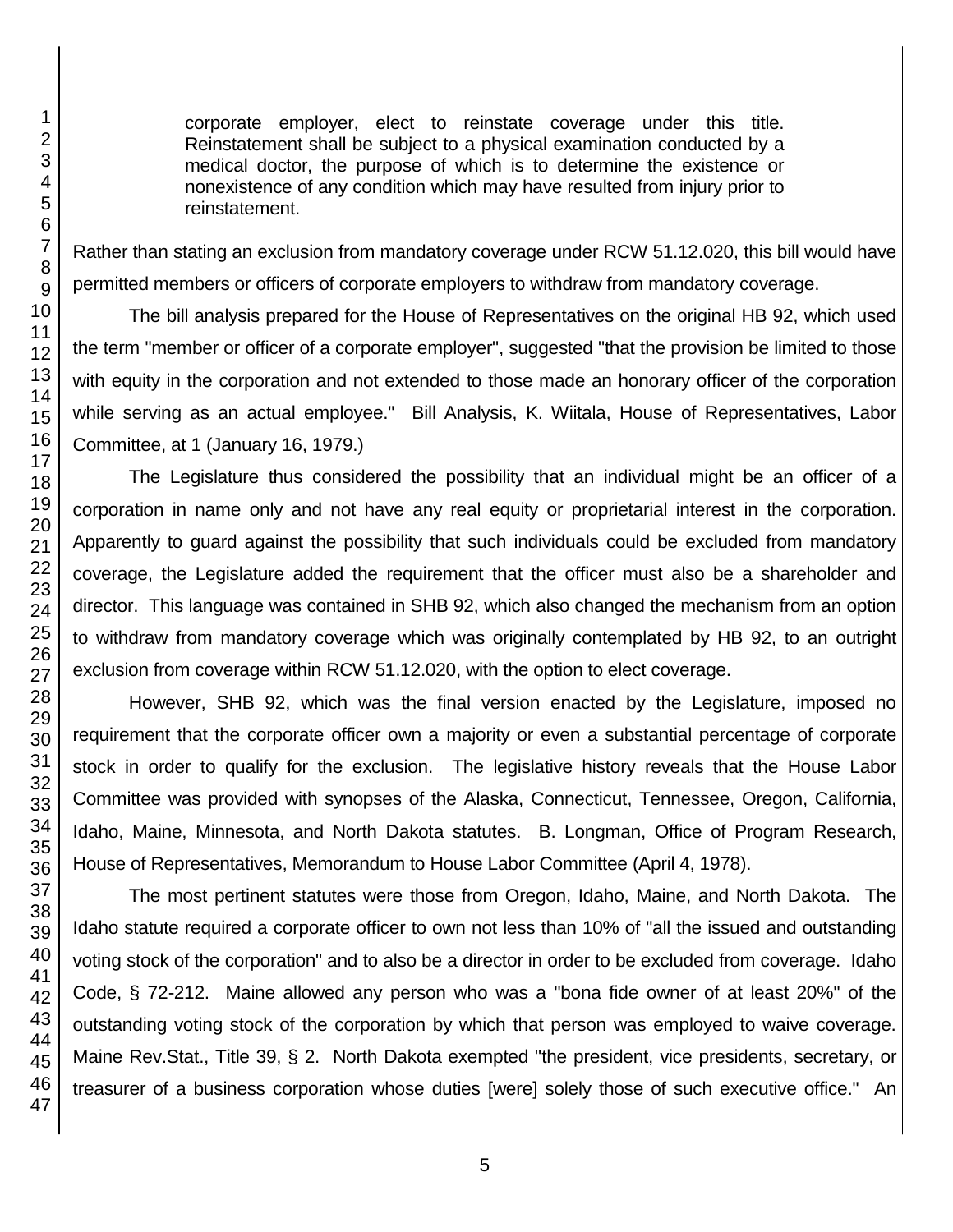> corporate employer, elect to reinstate coverage under this title. Reinstatement shall be subject to a physical examination conducted by a medical doctor, the purpose of which is to determine the existence or nonexistence of any condition which may have resulted from injury prior to reinstatement.

Rather than stating an exclusion from mandatory coverage under RCW 51.12.020, this bill would have permitted members or officers of corporate employers to withdraw from mandatory coverage.

The bill analysis prepared for the House of Representatives on the original HB 92, which used the term "member or officer of a corporate employer", suggested "that the provision be limited to those with equity in the corporation and not extended to those made an honorary officer of the corporation while serving as an actual employee." Bill Analysis, K. Wiitala, House of Representatives, Labor Committee, at 1 (January 16, 1979.)

The Legislature thus considered the possibility that an individual might be an officer of a corporation in name only and not have any real equity or proprietarial interest in the corporation. Apparently to guard against the possibility that such individuals could be excluded from mandatory coverage, the Legislature added the requirement that the officer must also be a shareholder and director. This language was contained in SHB 92, which also changed the mechanism from an option to withdraw from mandatory coverage which was originally contemplated by HB 92, to an outright exclusion from coverage within RCW 51.12.020, with the option to elect coverage.

However, SHB 92, which was the final version enacted by the Legislature, imposed no requirement that the corporate officer own a majority or even a substantial percentage of corporate stock in order to qualify for the exclusion. The legislative history reveals that the House Labor Committee was provided with synopses of the Alaska, Connecticut, Tennessee, Oregon, California, Idaho, Maine, Minnesota, and North Dakota statutes. B. Longman, Office of Program Research, House of Representatives, Memorandum to House Labor Committee (April 4, 1978).

The most pertinent statutes were those from Oregon, Idaho, Maine, and North Dakota. The Idaho statute required a corporate officer to own not less than 10% of "all the issued and outstanding voting stock of the corporation" and to also be a director in order to be excluded from coverage. Idaho Code, § 72-212. Maine allowed any person who was a "bona fide owner of at least 20%" of the outstanding voting stock of the corporation by which that person was employed to waive coverage. Maine Rev.Stat., Title 39, § 2. North Dakota exempted "the president, vice presidents, secretary, or treasurer of a business corporation whose duties [were] solely those of such executive office." An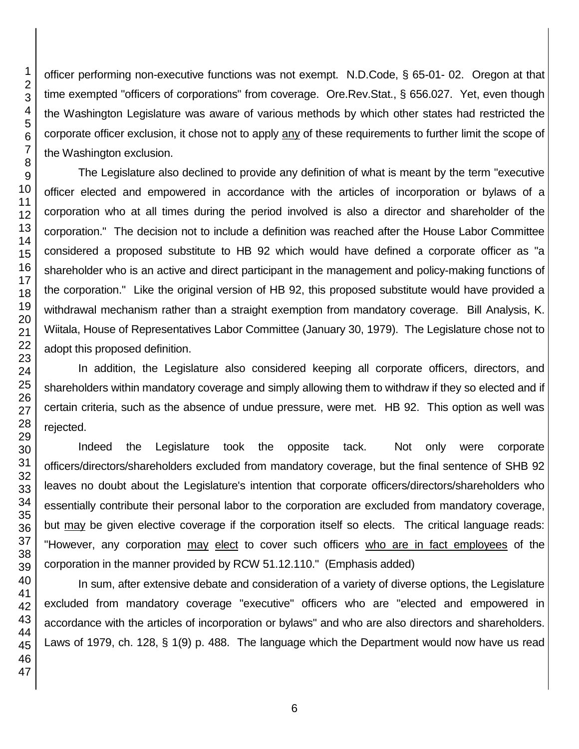officer performing non-executive functions was not exempt. N.D.Code, § 65-01- 02. Oregon at that time exempted "officers of corporations" from coverage. Ore.Rev.Stat., § 656.027. Yet, even though the Washington Legislature was aware of various methods by which other states had restricted the corporate officer exclusion, it chose not to apply any of these requirements to further limit the scope of the Washington exclusion.

The Legislature also declined to provide any definition of what is meant by the term "executive officer elected and empowered in accordance with the articles of incorporation or bylaws of a corporation who at all times during the period involved is also a director and shareholder of the corporation." The decision not to include a definition was reached after the House Labor Committee considered a proposed substitute to HB 92 which would have defined a corporate officer as "a shareholder who is an active and direct participant in the management and policy-making functions of the corporation." Like the original version of HB 92, this proposed substitute would have provided a withdrawal mechanism rather than a straight exemption from mandatory coverage. Bill Analysis, K. Wiitala, House of Representatives Labor Committee (January 30, 1979). The Legislature chose not to adopt this proposed definition.

In addition, the Legislature also considered keeping all corporate officers, directors, and shareholders within mandatory coverage and simply allowing them to withdraw if they so elected and if certain criteria, such as the absence of undue pressure, were met. HB 92. This option as well was rejected.

Indeed the Legislature took the opposite tack. Not only were corporate officers/directors/shareholders excluded from mandatory coverage, but the final sentence of SHB 92 leaves no doubt about the Legislature's intention that corporate officers/directors/shareholders who essentially contribute their personal labor to the corporation are excluded from mandatory coverage, but may be given elective coverage if the corporation itself so elects. The critical language reads: "However, any corporation may elect to cover such officers who are in fact employees of the corporation in the manner provided by RCW 51.12.110." (Emphasis added)

In sum, after extensive debate and consideration of a variety of diverse options, the Legislature excluded from mandatory coverage "executive" officers who are "elected and empowered in accordance with the articles of incorporation or bylaws" and who are also directors and shareholders. Laws of 1979, ch. 128, § 1(9) p. 488. The language which the Department would now have us read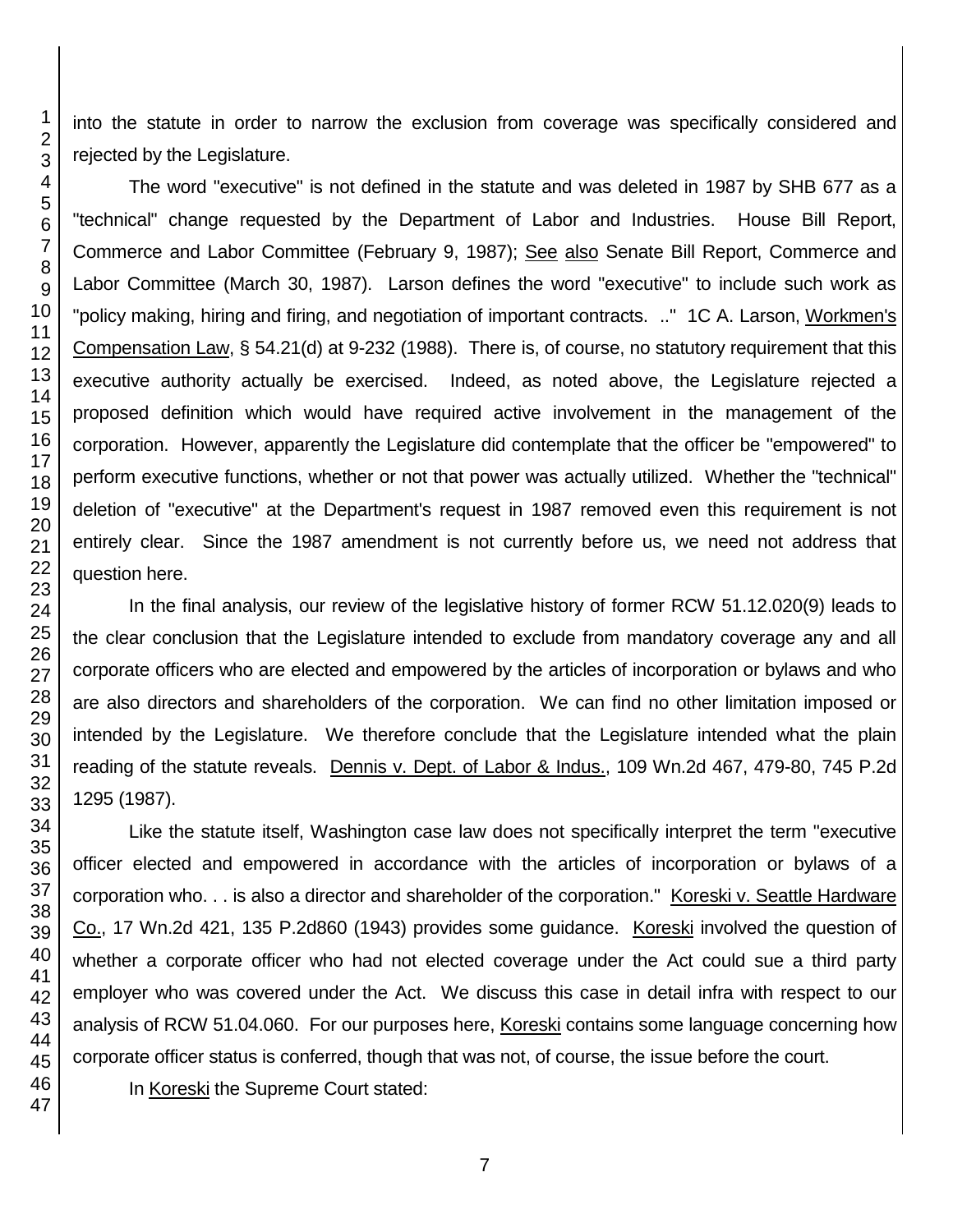into the statute in order to narrow the exclusion from coverage was specifically considered and rejected by the Legislature.

The word "executive" is not defined in the statute and was deleted in 1987 by SHB 677 as a "technical" change requested by the Department of Labor and Industries. House Bill Report, Commerce and Labor Committee (February 9, 1987); See also Senate Bill Report, Commerce and Labor Committee (March 30, 1987). Larson defines the word "executive" to include such work as "policy making, hiring and firing, and negotiation of important contracts. .." 1C A. Larson, Workmen's Compensation Law, § 54.21(d) at 9-232 (1988). There is, of course, no statutory requirement that this executive authority actually be exercised. Indeed, as noted above, the Legislature rejected a proposed definition which would have required active involvement in the management of the corporation. However, apparently the Legislature did contemplate that the officer be "empowered" to perform executive functions, whether or not that power was actually utilized. Whether the "technical" deletion of "executive" at the Department's request in 1987 removed even this requirement is not entirely clear. Since the 1987 amendment is not currently before us, we need not address that question here.

In the final analysis, our review of the legislative history of former RCW 51.12.020(9) leads to the clear conclusion that the Legislature intended to exclude from mandatory coverage any and all corporate officers who are elected and empowered by the articles of incorporation or bylaws and who are also directors and shareholders of the corporation. We can find no other limitation imposed or intended by the Legislature. We therefore conclude that the Legislature intended what the plain reading of the statute reveals. Dennis v. Dept. of Labor & Indus., 109 Wn.2d 467, 479-80, 745 P.2d 1295 (1987).

Like the statute itself, Washington case law does not specifically interpret the term "executive officer elected and empowered in accordance with the articles of incorporation or bylaws of a corporation who. . . is also a director and shareholder of the corporation." Koreski v. Seattle Hardware Co., 17 Wn.2d 421, 135 P.2d860 (1943) provides some guidance. Koreski involved the question of whether a corporate officer who had not elected coverage under the Act could sue a third party employer who was covered under the Act. We discuss this case in detail infra with respect to our analysis of RCW 51.04.060. For our purposes here, Koreski contains some language concerning how corporate officer status is conferred, though that was not, of course, the issue before the court.

In Koreski the Supreme Court stated: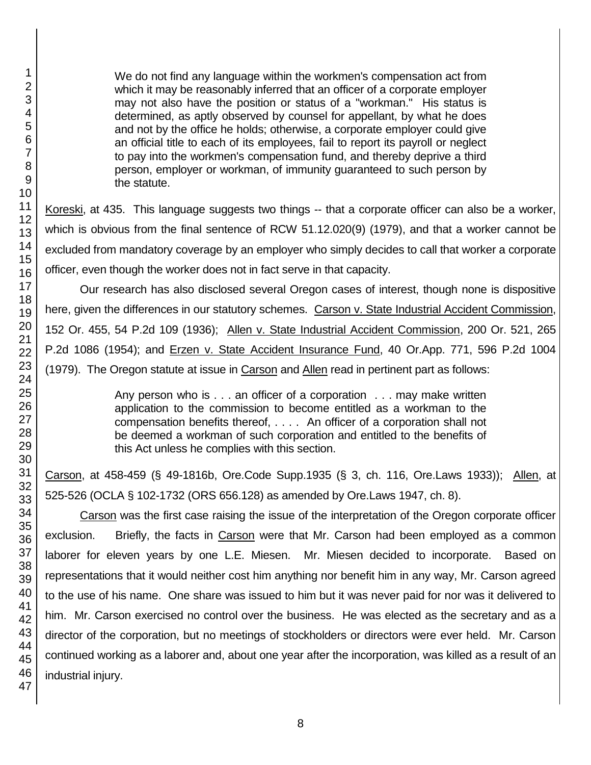> We do not find any language within the workmen's compensation act from which it may be reasonably inferred that an officer of a corporate employer may not also have the position or status of a "workman." His status is determined, as aptly observed by counsel for appellant, by what he does and not by the office he holds; otherwise, a corporate employer could give an official title to each of its employees, fail to report its payroll or neglect to pay into the workmen's compensation fund, and thereby deprive a third person, employer or workman, of immunity guaranteed to such person by the statute.

Koreski, at 435. This language suggests two things -- that a corporate officer can also be a worker, which is obvious from the final sentence of RCW 51.12.020(9) (1979), and that a worker cannot be excluded from mandatory coverage by an employer who simply decides to call that worker a corporate officer, even though the worker does not in fact serve in that capacity.

Our research has also disclosed several Oregon cases of interest, though none is dispositive here, given the differences in our statutory schemes. Carson v. State Industrial Accident Commission, 152 Or. 455, 54 P.2d 109 (1936); Allen v. State Industrial Accident Commission, 200 Or. 521, 265 P.2d 1086 (1954); and Erzen v. State Accident Insurance Fund, 40 Or.App. 771, 596 P.2d 1004 (1979). The Oregon statute at issue in Carson and Allen read in pertinent part as follows:

> Any person who is . . . an officer of a corporation . . . may make written application to the commission to become entitled as a workman to the compensation benefits thereof, . . . . An officer of a corporation shall not be deemed a workman of such corporation and entitled to the benefits of this Act unless he complies with this section.

Carson, at 458-459 (§ 49-1816b, Ore.Code Supp.1935 (§ 3, ch. 116, Ore.Laws 1933)); Allen, at 525-526 (OCLA § 102-1732 (ORS 656.128) as amended by Ore.Laws 1947, ch. 8).

Carson was the first case raising the issue of the interpretation of the Oregon corporate officer exclusion. Briefly, the facts in Carson were that Mr. Carson had been employed as a common laborer for eleven years by one L.E. Miesen. Mr. Miesen decided to incorporate. Based on representations that it would neither cost him anything nor benefit him in any way, Mr. Carson agreed to the use of his name. One share was issued to him but it was never paid for nor was it delivered to him. Mr. Carson exercised no control over the business. He was elected as the secretary and as a director of the corporation, but no meetings of stockholders or directors were ever held. Mr. Carson continued working as a laborer and, about one year after the incorporation, was killed as a result of an industrial injury.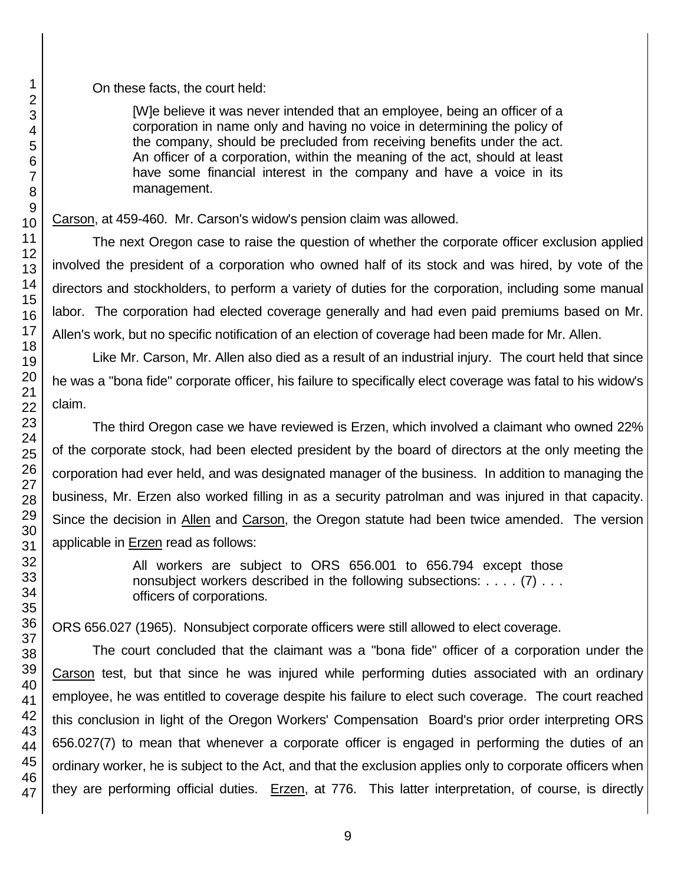On these facts, the court held:

> [W]e believe it was never intended that an employee, being an officer of a corporation in name only and having no voice in determining the policy of the company, should be precluded from receiving benefits under the act. An officer of a corporation, within the meaning of the act, should at least have some financial interest in the company and have a voice in its management.

Carson, at 459-460. Mr. Carson's widow's pension claim was allowed.

The next Oregon case to raise the question of whether the corporate officer exclusion applied involved the president of a corporation who owned half of its stock and was hired, by vote of the directors and stockholders, to perform a variety of duties for the corporation, including some manual labor. The corporation had elected coverage generally and had even paid premiums based on Mr. Allen's work, but no specific notification of an election of coverage had been made for Mr. Allen.

Like Mr. Carson, Mr. Allen also died as a result of an industrial injury. The court held that since he was a "bona fide" corporate officer, his failure to specifically elect coverage was fatal to his widow's claim.

The third Oregon case we have reviewed is Erzen, which involved a claimant who owned 22% of the corporate stock, had been elected president by the board of directors at the only meeting the corporation had ever held, and was designated manager of the business. In addition to managing the business, Mr. Erzen also worked filling in as a security patrolman and was injured in that capacity. Since the decision in Allen and Carson, the Oregon statute had been twice amended. The version applicable in Erzen read as follows:

> All workers are subject to ORS 656.001 to 656.794 except those nonsubject workers described in the following subsections: . . . . (7) . . . officers of corporations.

ORS 656.027 (1965). Nonsubject corporate officers were still allowed to elect coverage.

The court concluded that the claimant was a "bona fide" officer of a corporation under the Carson test, but that since he was injured while performing duties associated with an ordinary employee, he was entitled to coverage despite his failure to elect such coverage. The court reached this conclusion in light of the Oregon Workers' Compensation Board's prior order interpreting ORS 656.027(7) to mean that whenever a corporate officer is engaged in performing the duties of an ordinary worker, he is subject to the Act, and that the exclusion applies only to corporate officers when they are performing official duties. Erzen, at 776. This latter interpretation, of course, is directly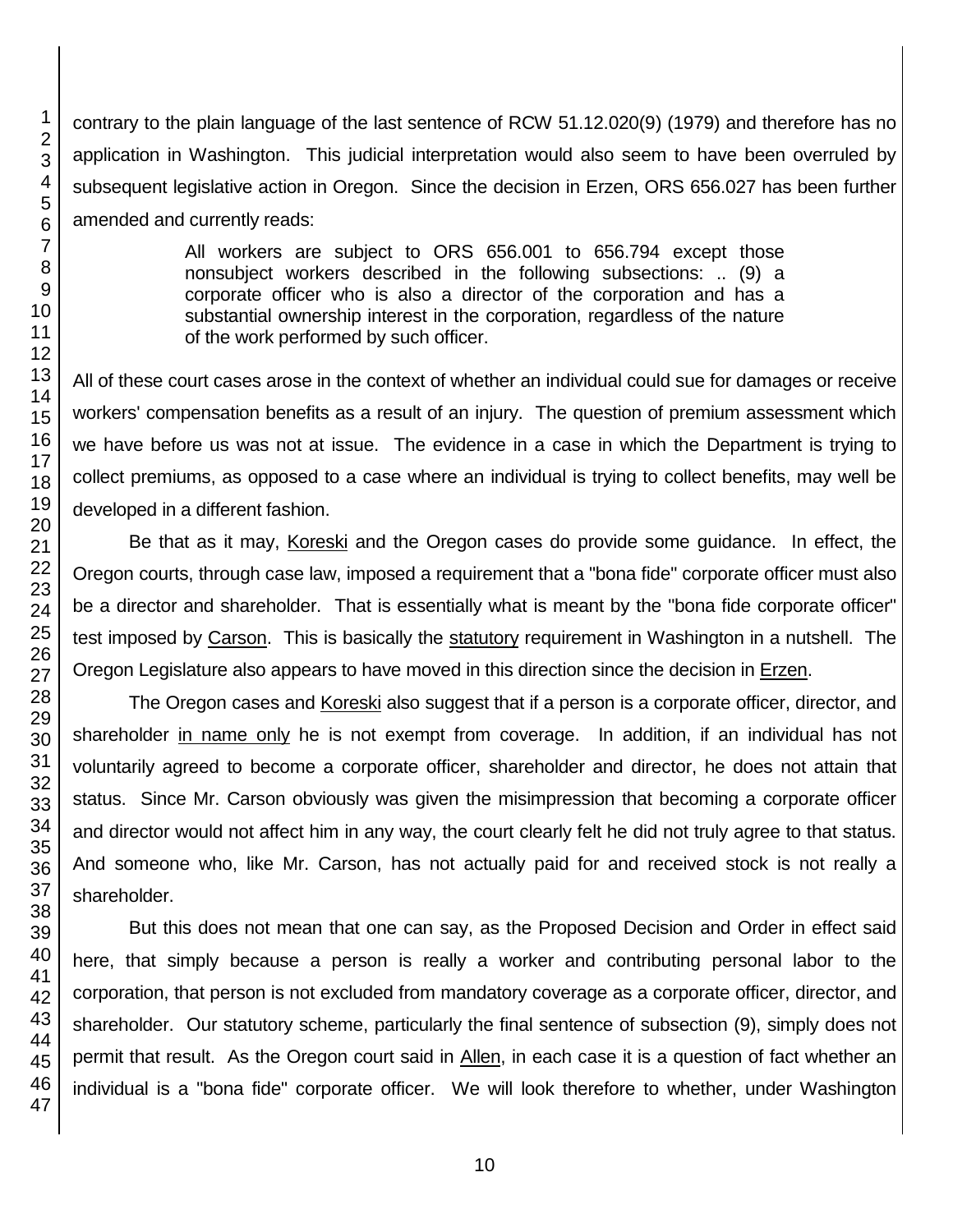contrary to the plain language of the last sentence of RCW 51.12.020(9) (1979) and therefore has no application in Washington. This judicial interpretation would also seem to have been overruled by subsequent legislative action in Oregon. Since the decision in Erzen, ORS 656.027 has been further amended and currently reads:

> All workers are subject to ORS 656.001 to 656.794 except those nonsubject workers described in the following subsections: .. (9) a corporate officer who is also a director of the corporation and has a substantial ownership interest in the corporation, regardless of the nature of the work performed by such officer.

All of these court cases arose in the context of whether an individual could sue for damages or receive workers' compensation benefits as a result of an injury. The question of premium assessment which we have before us was not at issue. The evidence in a case in which the Department is trying to collect premiums, as opposed to a case where an individual is trying to collect benefits, may well be developed in a different fashion.

Be that as it may, Koreski and the Oregon cases do provide some guidance. In effect, the Oregon courts, through case law, imposed a requirement that a "bona fide" corporate officer must also be a director and shareholder. That is essentially what is meant by the "bona fide corporate officer" test imposed by Carson. This is basically the statutory requirement in Washington in a nutshell. The Oregon Legislature also appears to have moved in this direction since the decision in Erzen.

The Oregon cases and Koreski also suggest that if a person is a corporate officer, director, and shareholder in name only he is not exempt from coverage. In addition, if an individual has not voluntarily agreed to become a corporate officer, shareholder and director, he does not attain that status. Since Mr. Carson obviously was given the misimpression that becoming a corporate officer and director would not affect him in any way, the court clearly felt he did not truly agree to that status. And someone who, like Mr. Carson, has not actually paid for and received stock is not really a shareholder.

But this does not mean that one can say, as the Proposed Decision and Order in effect said here, that simply because a person is really a worker and contributing personal labor to the corporation, that person is not excluded from mandatory coverage as a corporate officer, director, and shareholder. Our statutory scheme, particularly the final sentence of subsection (9), simply does not permit that result. As the Oregon court said in Allen, in each case it is a question of fact whether an individual is a "bona fide" corporate officer. We will look therefore to whether, under Washington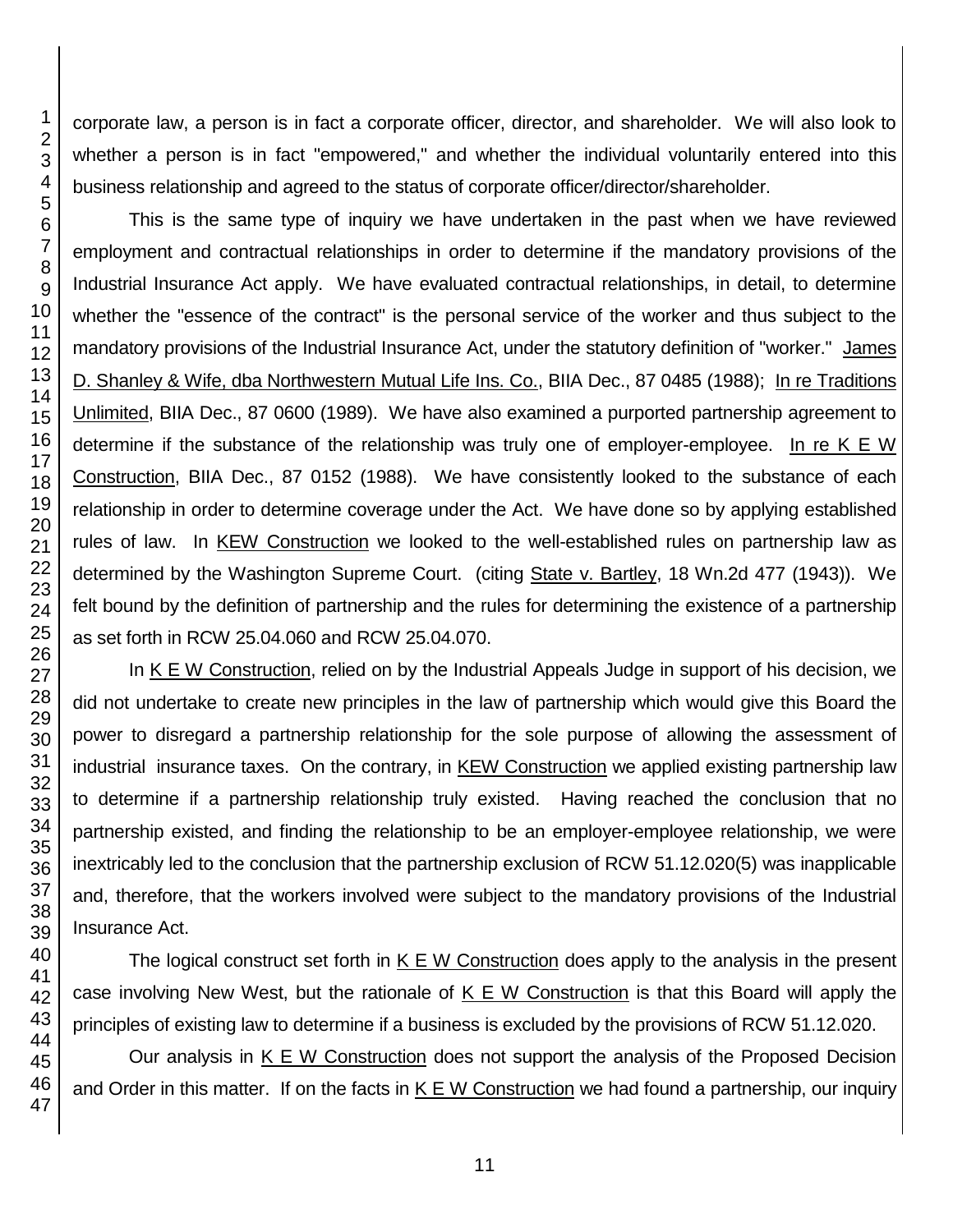corporate law, a person is in fact a corporate officer, director, and shareholder. We will also look to whether a person is in fact "empowered," and whether the individual voluntarily entered into this business relationship and agreed to the status of corporate officer/director/shareholder.

This is the same type of inquiry we have undertaken in the past when we have reviewed employment and contractual relationships in order to determine if the mandatory provisions of the Industrial Insurance Act apply. We have evaluated contractual relationships, in detail, to determine whether the "essence of the contract" is the personal service of the worker and thus subject to the mandatory provisions of the Industrial Insurance Act, under the statutory definition of "worker." James D. Shanley & Wife, dba Northwestern Mutual Life Ins. Co., BIIA Dec., 87 0485 (1988); In re Traditions Unlimited, BIIA Dec., 87 0600 (1989). We have also examined a purported partnership agreement to determine if the substance of the relationship was truly one of employer-employee. In re K E W Construction, BIIA Dec., 87 0152 (1988). We have consistently looked to the substance of each relationship in order to determine coverage under the Act. We have done so by applying established rules of law. In KEW Construction we looked to the well-established rules on partnership law as determined by the Washington Supreme Court. (citing State v. Bartley, 18 Wn.2d 477 (1943)). We felt bound by the definition of partnership and the rules for determining the existence of a partnership as set forth in RCW 25.04.060 and RCW 25.04.070.

In K E W Construction, relied on by the Industrial Appeals Judge in support of his decision, we did not undertake to create new principles in the law of partnership which would give this Board the power to disregard a partnership relationship for the sole purpose of allowing the assessment of industrial insurance taxes. On the contrary, in KEW Construction we applied existing partnership law to determine if a partnership relationship truly existed. Having reached the conclusion that no partnership existed, and finding the relationship to be an employer-employee relationship, we were inextricably led to the conclusion that the partnership exclusion of RCW 51.12.020(5) was inapplicable and, therefore, that the workers involved were subject to the mandatory provisions of the Industrial Insurance Act.

The logical construct set forth in K E W Construction does apply to the analysis in the present case involving New West, but the rationale of K E W Construction is that this Board will apply the principles of existing law to determine if a business is excluded by the provisions of RCW 51.12.020.

Our analysis in K E W Construction does not support the analysis of the Proposed Decision and Order in this matter. If on the facts in K E W Construction we had found a partnership, our inquiry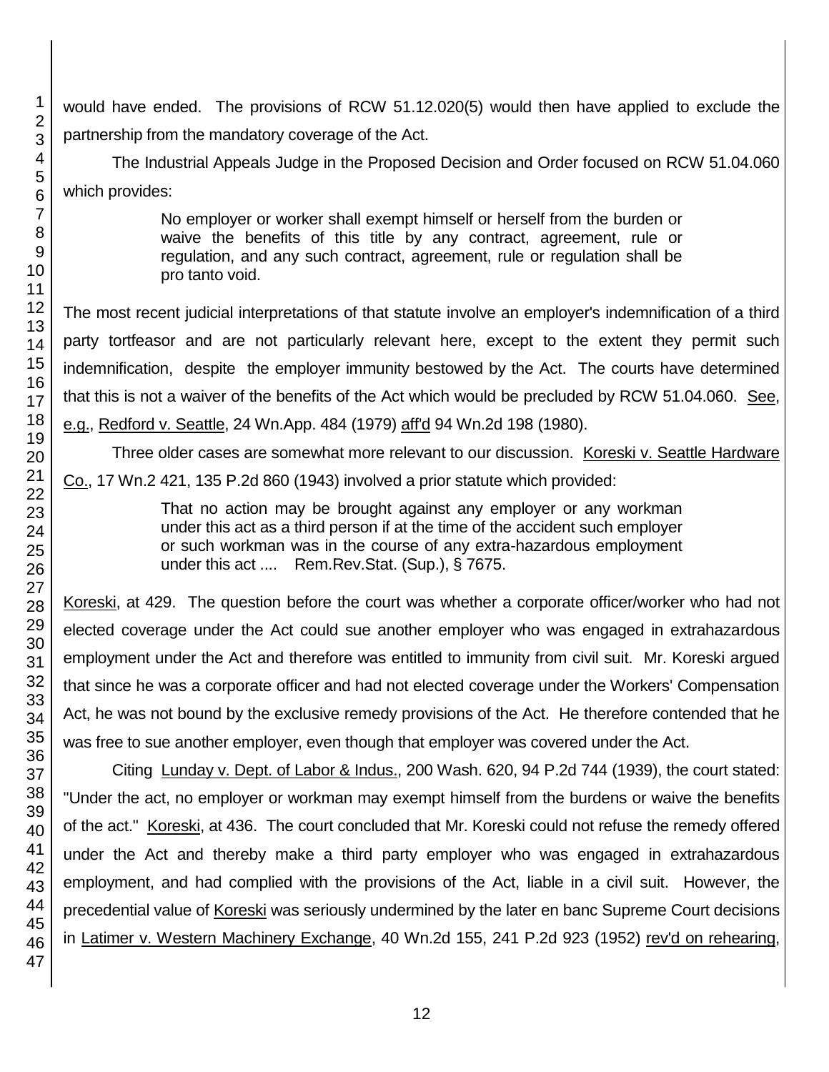would have ended. The provisions of RCW 51.12.020(5) would then have applied to exclude the partnership from the mandatory coverage of the Act.

The Industrial Appeals Judge in the Proposed Decision and Order focused on RCW 51.04.060 which provides:

> No employer or worker shall exempt himself or herself from the burden or waive the benefits of this title by any contract, agreement, rule or regulation, and any such contract, agreement, rule or regulation shall be pro tanto void.

The most recent judicial interpretations of that statute involve an employer's indemnification of a third party tortfeasor and are not particularly relevant here, except to the extent they permit such indemnification, despite the employer immunity bestowed by the Act. The courts have determined that this is not a waiver of the benefits of the Act which would be precluded by RCW 51.04.060. See, e.g., Redford v. Seattle, 24 Wn.App. 484 (1979) aff'd 94 Wn.2d 198 (1980).

Three older cases are somewhat more relevant to our discussion. Koreski v. Seattle Hardware Co., 17 Wn.2 421, 135 P.2d 860 (1943) involved a prior statute which provided:

> That no action may be brought against any employer or any workman under this act as a third person if at the time of the accident such employer or such workman was in the course of any extra-hazardous employment under this act .... Rem.Rev.Stat. (Sup.), § 7675.

Koreski, at 429. The question before the court was whether a corporate officer/worker who had not elected coverage under the Act could sue another employer who was engaged in extrahazardous employment under the Act and therefore was entitled to immunity from civil suit. Mr. Koreski argued that since he was a corporate officer and had not elected coverage under the Workers' Compensation Act, he was not bound by the exclusive remedy provisions of the Act. He therefore contended that he was free to sue another employer, even though that employer was covered under the Act.

Citing Lunday v. Dept. of Labor & Indus., 200 Wash. 620, 94 P.2d 744 (1939), the court stated: "Under the act, no employer or workman may exempt himself from the burdens or waive the benefits of the act." Koreski, at 436. The court concluded that Mr. Koreski could not refuse the remedy offered under the Act and thereby make a third party employer who was engaged in extrahazardous employment, and had complied with the provisions of the Act, liable in a civil suit. However, the precedential value of Koreski was seriously undermined by the later en banc Supreme Court decisions in Latimer v. Western Machinery Exchange, 40 Wn.2d 155, 241 P.2d 923 (1952) rev'd on rehearing,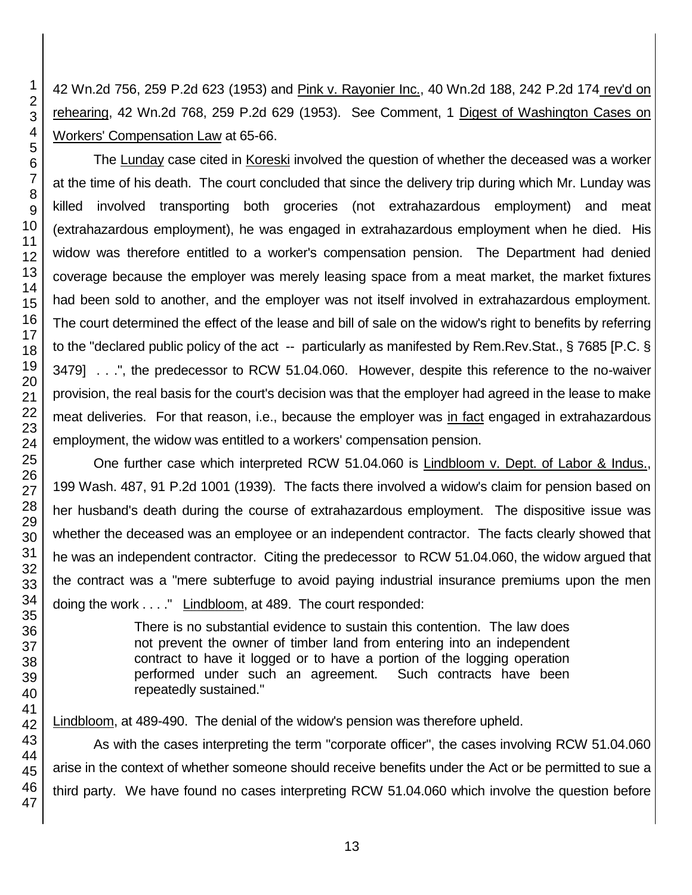42 Wn.2d 756, 259 P.2d 623 (1953) and Pink v. Rayonier Inc., 40 Wn.2d 188, 242 P.2d 174 rev'd on rehearing, 42 Wn.2d 768, 259 P.2d 629 (1953). See Comment, 1 Digest of Washington Cases on Workers' Compensation Law at 65-66.

The Lunday case cited in Koreski involved the question of whether the deceased was a worker at the time of his death. The court concluded that since the delivery trip during which Mr. Lunday was killed involved transporting both groceries (not extrahazardous employment) and meat (extrahazardous employment), he was engaged in extrahazardous employment when he died. His widow was therefore entitled to a worker's compensation pension. The Department had denied coverage because the employer was merely leasing space from a meat market, the market fixtures had been sold to another, and the employer was not itself involved in extrahazardous employment. The court determined the effect of the lease and bill of sale on the widow's right to benefits by referring to the "declared public policy of the act -- particularly as manifested by Rem.Rev.Stat., § 7685 [P.C. § 3479] . . .", the predecessor to RCW 51.04.060. However, despite this reference to the no-waiver provision, the real basis for the court's decision was that the employer had agreed in the lease to make meat deliveries. For that reason, i.e., because the employer was in fact engaged in extrahazardous employment, the widow was entitled to a workers' compensation pension.

One further case which interpreted RCW 51.04.060 is Lindbloom v. Dept. of Labor & Indus., 199 Wash. 487, 91 P.2d 1001 (1939). The facts there involved a widow's claim for pension based on her husband's death during the course of extrahazardous employment. The dispositive issue was whether the deceased was an employee or an independent contractor. The facts clearly showed that he was an independent contractor. Citing the predecessor to RCW 51.04.060, the widow argued that the contract was a "mere subterfuge to avoid paying industrial insurance premiums upon the men doing the work . . . ." Lindbloom, at 489. The court responded:

> There is no substantial evidence to sustain this contention. The law does not prevent the owner of timber land from entering into an independent contract to have it logged or to have a portion of the logging operation performed under such an agreement. Such contracts have been repeatedly sustained."

Lindbloom, at 489-490. The denial of the widow's pension was therefore upheld.

As with the cases interpreting the term "corporate officer", the cases involving RCW 51.04.060 arise in the context of whether someone should receive benefits under the Act or be permitted to sue a third party. We have found no cases interpreting RCW 51.04.060 which involve the question before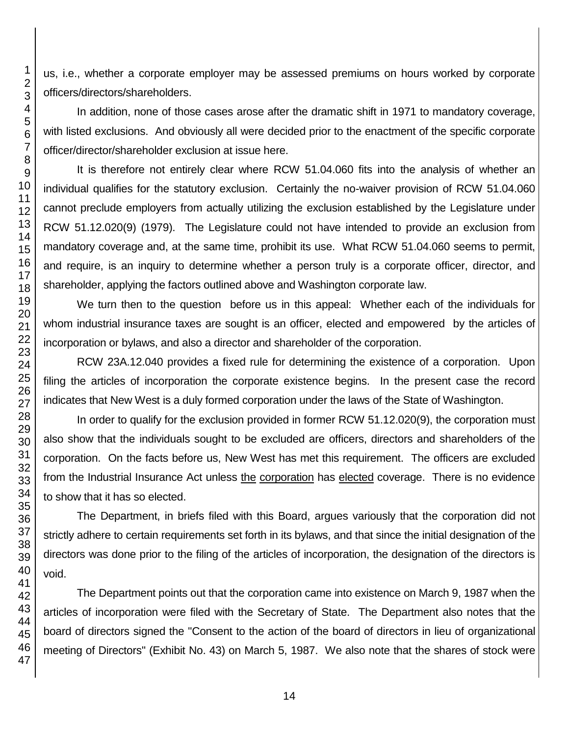us, i.e., whether a corporate employer may be assessed premiums on hours worked by corporate officers/directors/shareholders.

In addition, none of those cases arose after the dramatic shift in 1971 to mandatory coverage, with listed exclusions. And obviously all were decided prior to the enactment of the specific corporate officer/director/shareholder exclusion at issue here.

It is therefore not entirely clear where RCW 51.04.060 fits into the analysis of whether an individual qualifies for the statutory exclusion. Certainly the no-waiver provision of RCW 51.04.060 cannot preclude employers from actually utilizing the exclusion established by the Legislature under RCW 51.12.020(9) (1979). The Legislature could not have intended to provide an exclusion from mandatory coverage and, at the same time, prohibit its use. What RCW 51.04.060 seems to permit, and require, is an inquiry to determine whether a person truly is a corporate officer, director, and shareholder, applying the factors outlined above and Washington corporate law.

We turn then to the question before us in this appeal: Whether each of the individuals for whom industrial insurance taxes are sought is an officer, elected and empowered by the articles of incorporation or bylaws, and also a director and shareholder of the corporation.

RCW 23A.12.040 provides a fixed rule for determining the existence of a corporation. Upon filing the articles of incorporation the corporate existence begins. In the present case the record indicates that New West is a duly formed corporation under the laws of the State of Washington.

In order to qualify for the exclusion provided in former RCW 51.12.020(9), the corporation must also show that the individuals sought to be excluded are officers, directors and shareholders of the corporation. On the facts before us, New West has met this requirement. The officers are excluded from the Industrial Insurance Act unless <u>the corporation</u> has <u>elected</u> coverage. There is no evidence to show that it has so elected.

The Department, in briefs filed with this Board, argues variously that the corporation did not strictly adhere to certain requirements set forth in its bylaws, and that since the initial designation of the directors was done prior to the filing of the articles of incorporation, the designation of the directors is void.

The Department points out that the corporation came into existence on March 9, 1987 when the articles of incorporation were filed with the Secretary of State. The Department also notes that the board of directors signed the "Consent to the action of the board of directors in lieu of organizational meeting of Directors" (Exhibit No. 43) on March 5, 1987. We also note that the shares of stock were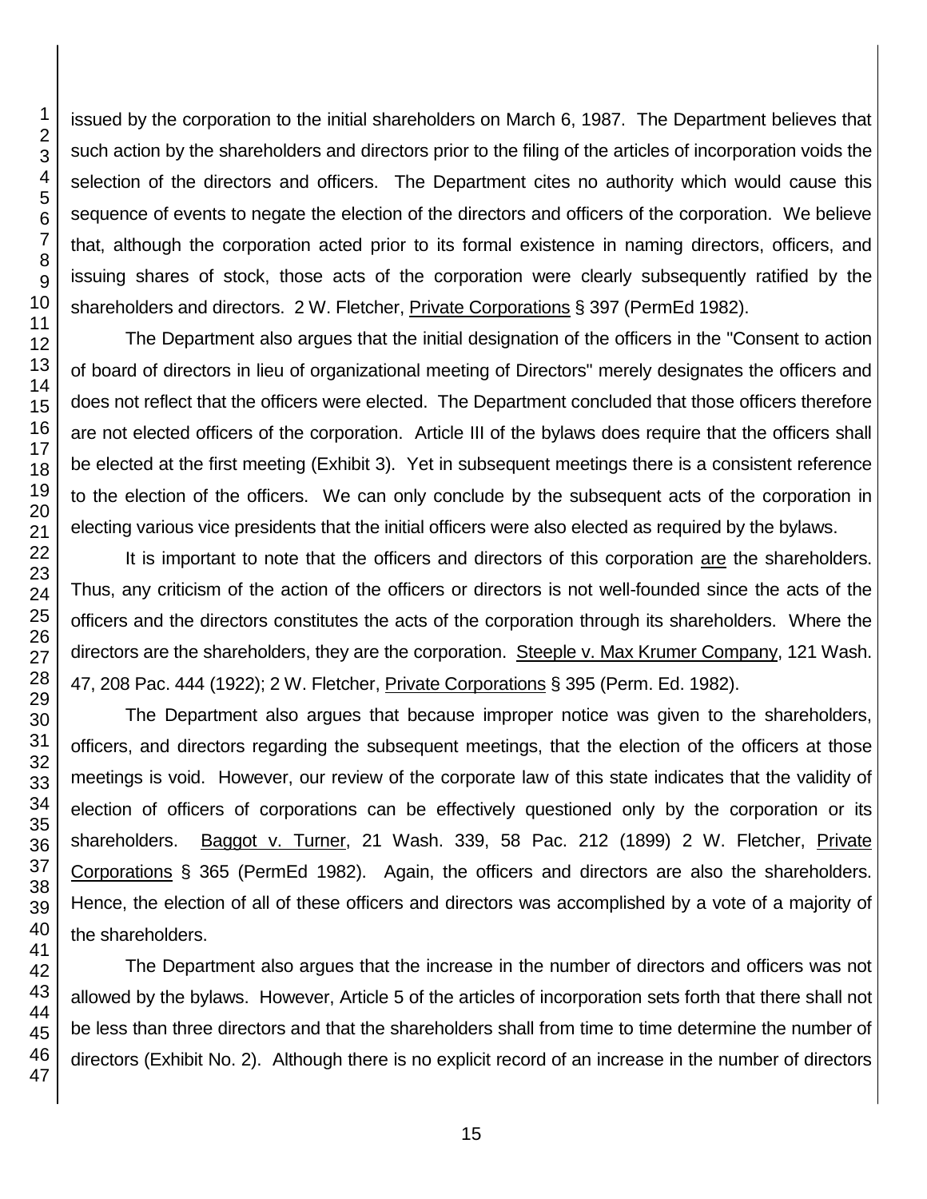issued by the corporation to the initial shareholders on March 6, 1987. The Department believes that such action by the shareholders and directors prior to the filing of the articles of incorporation voids the selection of the directors and officers. The Department cites no authority which would cause this sequence of events to negate the election of the directors and officers of the corporation. We believe that, although the corporation acted prior to its formal existence in naming directors, officers, and issuing shares of stock, those acts of the corporation were clearly subsequently ratified by the shareholders and directors. 2 W. Fletcher, Private Corporations § 397 (PermEd 1982).

The Department also argues that the initial designation of the officers in the "Consent to action of board of directors in lieu of organizational meeting of Directors" merely designates the officers and does not reflect that the officers were elected. The Department concluded that those officers therefore are not elected officers of the corporation. Article III of the bylaws does require that the officers shall be elected at the first meeting (Exhibit 3). Yet in subsequent meetings there is a consistent reference to the election of the officers. We can only conclude by the subsequent acts of the corporation in electing various vice presidents that the initial officers were also elected as required by the bylaws.

It is important to note that the officers and directors of this corporation are the shareholders. Thus, any criticism of the action of the officers or directors is not well-founded since the acts of the officers and the directors constitutes the acts of the corporation through its shareholders. Where the directors are the shareholders, they are the corporation. Steeple v. Max Krumer Company, 121 Wash. 47, 208 Pac. 444 (1922); 2 W. Fletcher, Private Corporations § 395 (Perm. Ed. 1982).

The Department also argues that because improper notice was given to the shareholders, officers, and directors regarding the subsequent meetings, that the election of the officers at those meetings is void. However, our review of the corporate law of this state indicates that the validity of election of officers of corporations can be effectively questioned only by the corporation or its shareholders. Baggot v. Turner, 21 Wash. 339, 58 Pac. 212 (1899) 2 W. Fletcher, Private Corporations § 365 (PermEd 1982). Again, the officers and directors are also the shareholders. Hence, the election of all of these officers and directors was accomplished by a vote of a majority of the shareholders.

The Department also argues that the increase in the number of directors and officers was not allowed by the bylaws. However, Article 5 of the articles of incorporation sets forth that there shall not be less than three directors and that the shareholders shall from time to time determine the number of directors (Exhibit No. 2). Although there is no explicit record of an increase in the number of directors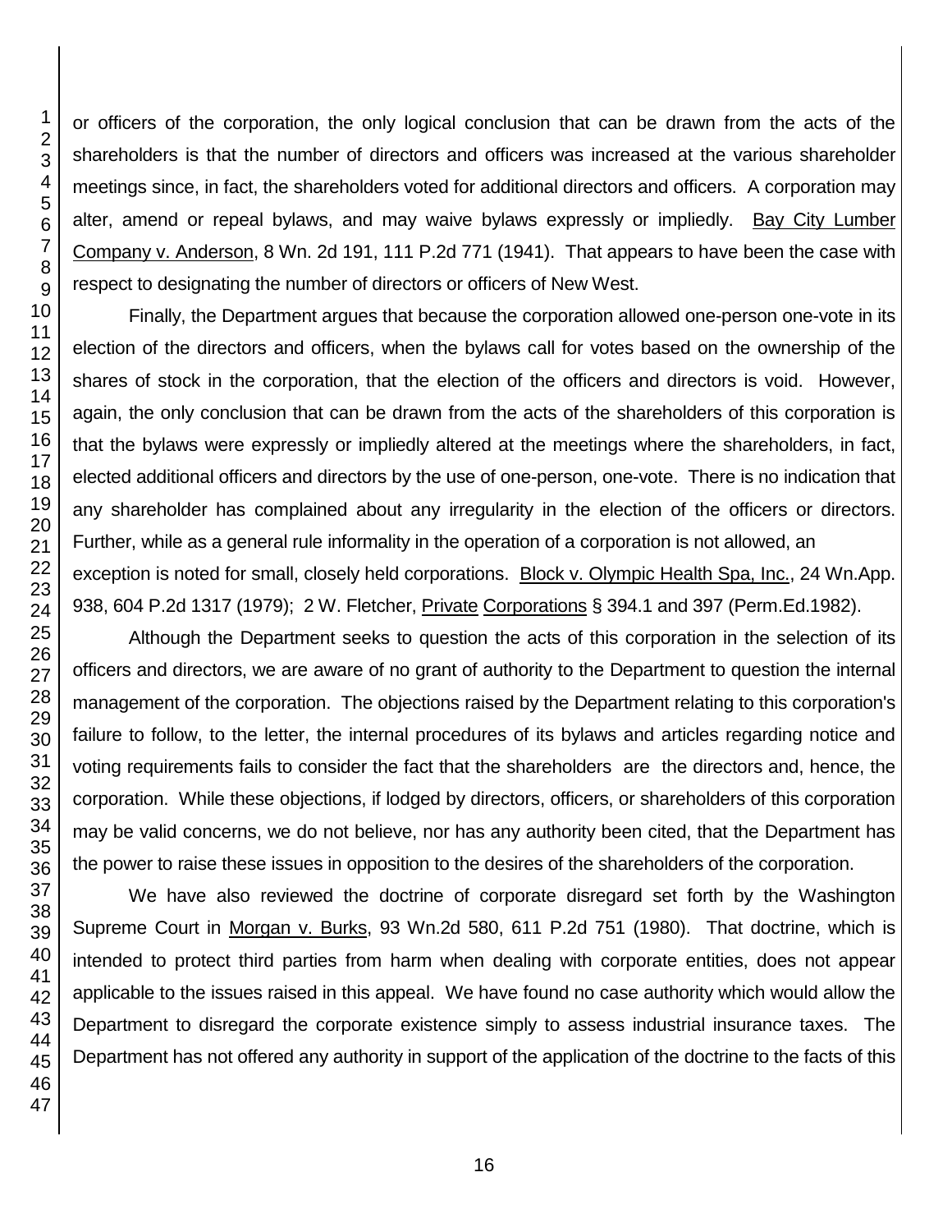or officers of the corporation, the only logical conclusion that can be drawn from the acts of the shareholders is that the number of directors and officers was increased at the various shareholder meetings since, in fact, the shareholders voted for additional directors and officers. A corporation may alter, amend or repeal bylaws, and may waive bylaws expressly or impliedly. Bay City Lumber Company v. Anderson, 8 Wn. 2d 191, 111 P.2d 771 (1941). That appears to have been the case with respect to designating the number of directors or officers of New West.

Finally, the Department argues that because the corporation allowed one-person one-vote in its election of the directors and officers, when the bylaws call for votes based on the ownership of the shares of stock in the corporation, that the election of the officers and directors is void. However, again, the only conclusion that can be drawn from the acts of the shareholders of this corporation is that the bylaws were expressly or impliedly altered at the meetings where the shareholders, in fact, elected additional officers and directors by the use of one-person, one-vote. There is no indication that any shareholder has complained about any irregularity in the election of the officers or directors. Further, while as a general rule informality in the operation of a corporation is not allowed, an exception is noted for small, closely held corporations. Block v. Olympic Health Spa, Inc., 24 Wn.App. 938, 604 P.2d 1317 (1979); 2 W. Fletcher, Private Corporations § 394.1 and 397 (Perm.Ed.1982).

Although the Department seeks to question the acts of this corporation in the selection of its officers and directors, we are aware of no grant of authority to the Department to question the internal management of the corporation. The objections raised by the Department relating to this corporation's failure to follow, to the letter, the internal procedures of its bylaws and articles regarding notice and voting requirements fails to consider the fact that the shareholders are the directors and, hence, the corporation. While these objections, if lodged by directors, officers, or shareholders of this corporation may be valid concerns, we do not believe, nor has any authority been cited, that the Department has the power to raise these issues in opposition to the desires of the shareholders of the corporation.

We have also reviewed the doctrine of corporate disregard set forth by the Washington Supreme Court in Morgan v. Burks, 93 Wn.2d 580, 611 P.2d 751 (1980). That doctrine, which is intended to protect third parties from harm when dealing with corporate entities, does not appear applicable to the issues raised in this appeal. We have found no case authority which would allow the Department to disregard the corporate existence simply to assess industrial insurance taxes. The Department has not offered any authority in support of the application of the doctrine to the facts of this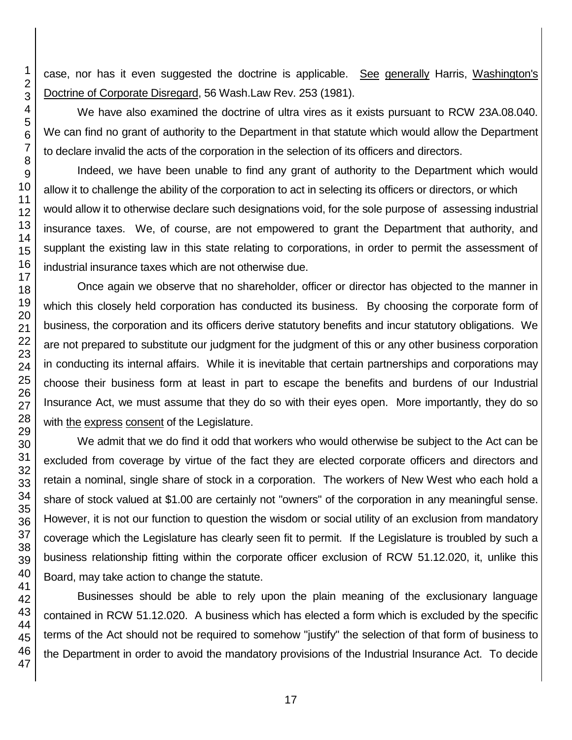case, nor has it even suggested the doctrine is applicable. See generally Harris, Washington's Doctrine of Corporate Disregard, 56 Wash.Law Rev. 253 (1981).

We have also examined the doctrine of ultra vires as it exists pursuant to RCW 23A.08.040. We can find no grant of authority to the Department in that statute which would allow the Department to declare invalid the acts of the corporation in the selection of its officers and directors.

Indeed, we have been unable to find any grant of authority to the Department which would allow it to challenge the ability of the corporation to act in selecting its officers or directors, or which would allow it to otherwise declare such designations void, for the sole purpose of assessing industrial insurance taxes. We, of course, are not empowered to grant the Department that authority, and supplant the existing law in this state relating to corporations, in order to permit the assessment of industrial insurance taxes which are not otherwise due.

Once again we observe that no shareholder, officer or director has objected to the manner in which this closely held corporation has conducted its business. By choosing the corporate form of business, the corporation and its officers derive statutory benefits and incur statutory obligations. We are not prepared to substitute our judgment for the judgment of this or any other business corporation in conducting its internal affairs. While it is inevitable that certain partnerships and corporations may choose their business form at least in part to escape the benefits and burdens of our Industrial Insurance Act, we must assume that they do so with their eyes open. More importantly, they do so with the express consent of the Legislature.

We admit that we do find it odd that workers who would otherwise be subject to the Act can be excluded from coverage by virtue of the fact they are elected corporate officers and directors and retain a nominal, single share of stock in a corporation. The workers of New West who each hold a share of stock valued at $1.00 are certainly not "owners" of the corporation in any meaningful sense. However, it is not our function to question the wisdom or social utility of an exclusion from mandatory coverage which the Legislature has clearly seen fit to permit. If the Legislature is troubled by such a business relationship fitting within the corporate officer exclusion of RCW 51.12.020, it, unlike this Board, may take action to change the statute.

Businesses should be able to rely upon the plain meaning of the exclusionary language contained in RCW 51.12.020. A business which has elected a form which is excluded by the specific terms of the Act should not be required to somehow "justify" the selection of that form of business to the Department in order to avoid the mandatory provisions of the Industrial Insurance Act. To decide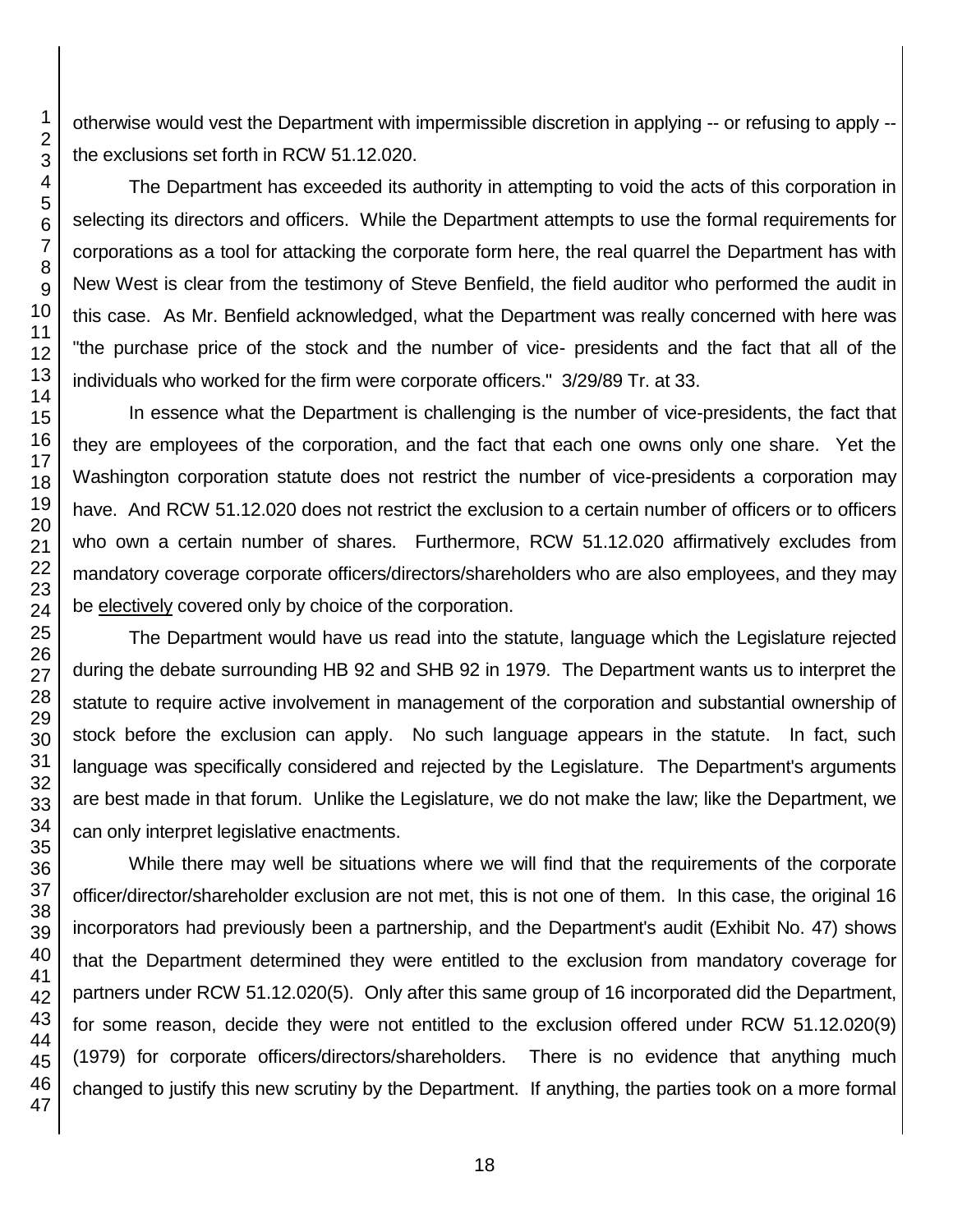otherwise would vest the Department with impermissible discretion in applying -- or refusing to apply -- the exclusions set forth in RCW 51.12.020.

The Department has exceeded its authority in attempting to void the acts of this corporation in selecting its directors and officers. While the Department attempts to use the formal requirements for corporations as a tool for attacking the corporate form here, the real quarrel the Department has with New West is clear from the testimony of Steve Benfield, the field auditor who performed the audit in this case. As Mr. Benfield acknowledged, what the Department was really concerned with here was "the purchase price of the stock and the number of vice- presidents and the fact that all of the individuals who worked for the firm were corporate officers." 3/29/89 Tr. at 33.

In essence what the Department is challenging is the number of vice-presidents, the fact that they are employees of the corporation, and the fact that each one owns only one share. Yet the Washington corporation statute does not restrict the number of vice-presidents a corporation may have. And RCW 51.12.020 does not restrict the exclusion to a certain number of officers or to officers who own a certain number of shares. Furthermore, RCW 51.12.020 affirmatively excludes from mandatory coverage corporate officers/directors/shareholders who are also employees, and they may be electively covered only by choice of the corporation.

The Department would have us read into the statute, language which the Legislature rejected during the debate surrounding HB 92 and SHB 92 in 1979. The Department wants us to interpret the statute to require active involvement in management of the corporation and substantial ownership of stock before the exclusion can apply. No such language appears in the statute. In fact, such language was specifically considered and rejected by the Legislature. The Department's arguments are best made in that forum. Unlike the Legislature, we do not make the law; like the Department, we can only interpret legislative enactments.

While there may well be situations where we will find that the requirements of the corporate officer/director/shareholder exclusion are not met, this is not one of them. In this case, the original 16 incorporators had previously been a partnership, and the Department's audit (Exhibit No. 47) shows that the Department determined they were entitled to the exclusion from mandatory coverage for partners under RCW 51.12.020(5). Only after this same group of 16 incorporated did the Department, for some reason, decide they were not entitled to the exclusion offered under RCW 51.12.020(9) (1979) for corporate officers/directors/shareholders. There is no evidence that anything much changed to justify this new scrutiny by the Department. If anything, the parties took on a more formal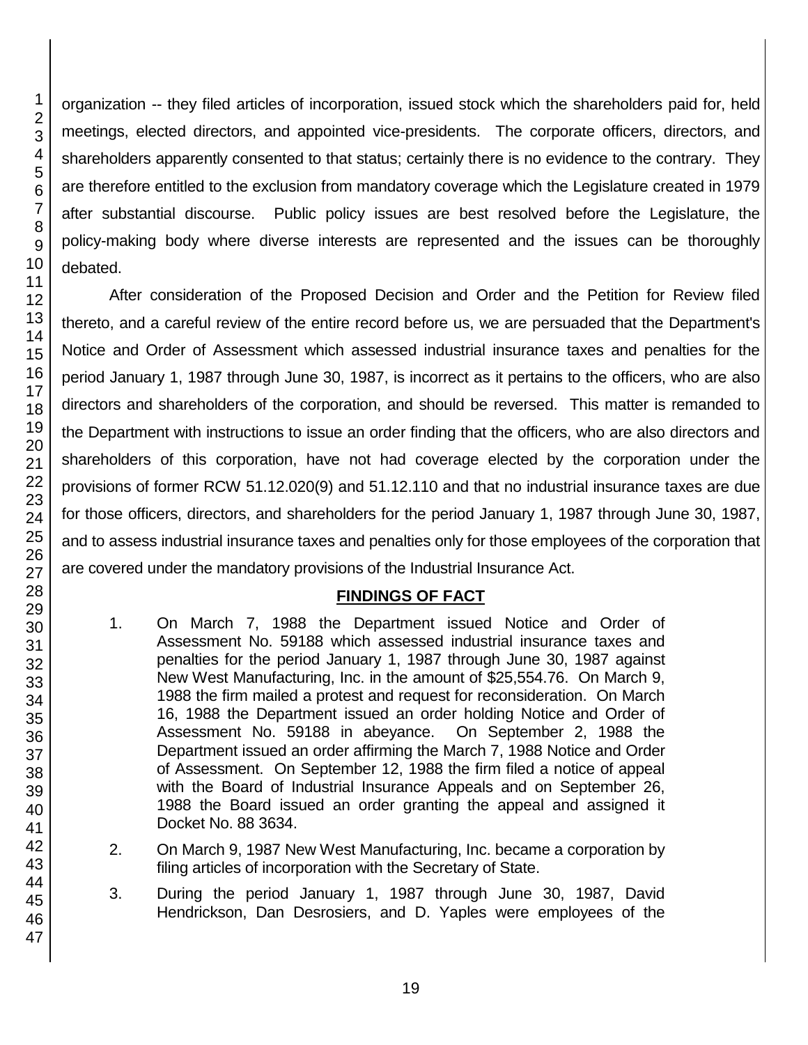organization -- they filed articles of incorporation, issued stock which the shareholders paid for, held meetings, elected directors, and appointed vice-presidents. The corporate officers, directors, and shareholders apparently consented to that status; certainly there is no evidence to the contrary. They are therefore entitled to the exclusion from mandatory coverage which the Legislature created in 1979 after substantial discourse. Public policy issues are best resolved before the Legislature, the policy-making body where diverse interests are represented and the issues can be thoroughly debated.

After consideration of the Proposed Decision and Order and the Petition for Review filed thereto, and a careful review of the entire record before us, we are persuaded that the Department's Notice and Order of Assessment which assessed industrial insurance taxes and penalties for the period January 1, 1987 through June 30, 1987, is incorrect as it pertains to the officers, who are also directors and shareholders of the corporation, and should be reversed. This matter is remanded to the Department with instructions to issue an order finding that the officers, who are also directors and shareholders of this corporation, have not had coverage elected by the corporation under the provisions of former RCW 51.12.020(9) and 51.12.110 and that no industrial insurance taxes are due for those officers, directors, and shareholders for the period January 1, 1987 through June 30, 1987, and to assess industrial insurance taxes and penalties only for those employees of the corporation that are covered under the mandatory provisions of the Industrial Insurance Act.

## FINDINGS OF FACT

1. On March 7, 1988 the Department issued Notice and Order of Assessment No. 59188 which assessed industrial insurance taxes and penalties for the period January 1, 1987 through June 30, 1987 against New West Manufacturing, Inc. in the amount of $25,554.76. On March 9, 1988 the firm mailed a protest and request for reconsideration. On March 16, 1988 the Department issued an order holding Notice and Order of Assessment No. 59188 in abeyance. On September 2, 1988 the Department issued an order affirming the March 7, 1988 Notice and Order of Assessment. On September 12, 1988 the firm filed a notice of appeal with the Board of Industrial Insurance Appeals and on September 26, 1988 the Board issued an order granting the appeal and assigned it Docket No. 88 3634.

2. On March 9, 1987 New West Manufacturing, Inc. became a corporation by filing articles of incorporation with the Secretary of State.

3. During the period January 1, 1987 through June 30, 1987, David Hendrickson, Dan Desrosiers, and D. Yaples were employees of the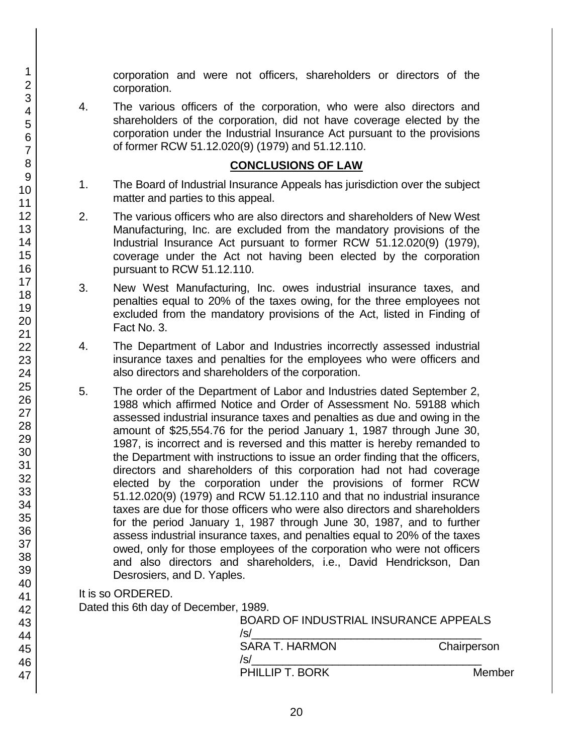corporation and were not officers, shareholders or directors of the corporation.

4. The various officers of the corporation, who were also directors and shareholders of the corporation, did not have coverage elected by the corporation under the Industrial Insurance Act pursuant to the provisions of former RCW 51.12.020(9) (1979) and 51.12.110.

## CONCLUSIONS OF LAW

1. The Board of Industrial Insurance Appeals has jurisdiction over the subject matter and parties to this appeal.

2. The various officers who are also directors and shareholders of New West Manufacturing, Inc. are excluded from the mandatory provisions of the Industrial Insurance Act pursuant to former RCW 51.12.020(9) (1979), coverage under the Act not having been elected by the corporation pursuant to RCW 51.12.110.

3. New West Manufacturing, Inc. owes industrial insurance taxes, and penalties equal to 20% of the taxes owing, for the three employees not excluded from the mandatory provisions of the Act, listed in Finding of Fact No. 3.

4. The Department of Labor and Industries incorrectly assessed industrial insurance taxes and penalties for the employees who were officers and also directors and shareholders of the corporation.

5. The order of the Department of Labor and Industries dated September 2, 1988 which affirmed Notice and Order of Assessment No. 59188 which assessed industrial insurance taxes and penalties as due and owing in the amount of $25,554.76 for the period January 1, 1987 through June 30, 1987, is incorrect and is reversed and this matter is hereby remanded to the Department with instructions to issue an order finding that the officers, directors and shareholders of this corporation had not had coverage elected by the corporation under the provisions of former RCW 51.12.020(9) (1979) and RCW 51.12.110 and that no industrial insurance taxes are due for those officers who were also directors and shareholders for the period January 1, 1987 through June 30, 1987, and to further assess industrial insurance taxes, and penalties equal to 20% of the taxes owed, only for those employees of the corporation who were not officers and also directors and shareholders, i.e., David Hendrickson, Dan Desrosiers, and D. Yaples.

It is so ORDERED.

Dated this 6th day of December, 1989.

BOARD OF INDUSTRIAL INSURANCE APPEALS

/s/_____________________________________

SARA T. HARMON Chairperson

/s/_____________________________________

PHILLIP T. BORK Member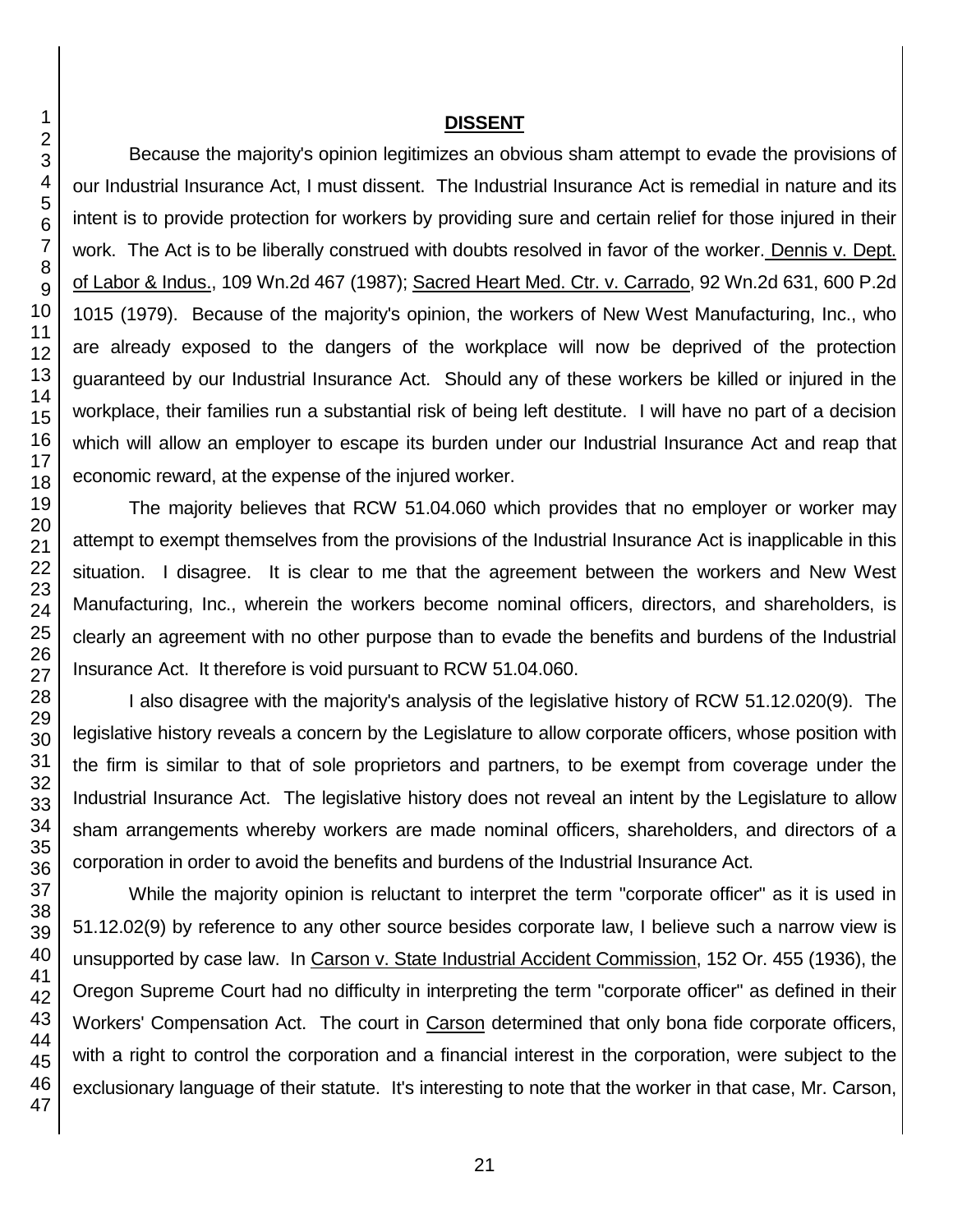## DISSENT

Because the majority's opinion legitimizes an obvious sham attempt to evade the provisions of our Industrial Insurance Act, I must dissent. The Industrial Insurance Act is remedial in nature and its intent is to provide protection for workers by providing sure and certain relief for those injured in their work. The Act is to be liberally construed with doubts resolved in favor of the worker. Dennis v. Dept. of Labor & Indus., 109 Wn.2d 467 (1987); Sacred Heart Med. Ctr. v. Carrado, 92 Wn.2d 631, 600 P.2d 1015 (1979). Because of the majority's opinion, the workers of New West Manufacturing, Inc., who are already exposed to the dangers of the workplace will now be deprived of the protection guaranteed by our Industrial Insurance Act. Should any of these workers be killed or injured in the workplace, their families run a substantial risk of being left destitute. I will have no part of a decision which will allow an employer to escape its burden under our Industrial Insurance Act and reap that economic reward, at the expense of the injured worker.

The majority believes that RCW 51.04.060 which provides that no employer or worker may attempt to exempt themselves from the provisions of the Industrial Insurance Act is inapplicable in this situation. I disagree. It is clear to me that the agreement between the workers and New West Manufacturing, Inc., wherein the workers become nominal officers, directors, and shareholders, is clearly an agreement with no other purpose than to evade the benefits and burdens of the Industrial Insurance Act. It therefore is void pursuant to RCW 51.04.060.

I also disagree with the majority's analysis of the legislative history of RCW 51.12.020(9). The legislative history reveals a concern by the Legislature to allow corporate officers, whose position with the firm is similar to that of sole proprietors and partners, to be exempt from coverage under the Industrial Insurance Act. The legislative history does not reveal an intent by the Legislature to allow sham arrangements whereby workers are made nominal officers, shareholders, and directors of a corporation in order to avoid the benefits and burdens of the Industrial Insurance Act.

While the majority opinion is reluctant to interpret the term "corporate officer" as it is used in 51.12.02(9) by reference to any other source besides corporate law, I believe such a narrow view is unsupported by case law. In Carson v. State Industrial Accident Commission, 152 Or. 455 (1936), the Oregon Supreme Court had no difficulty in interpreting the term "corporate officer" as defined in their Workers' Compensation Act. The court in Carson determined that only bona fide corporate officers, with a right to control the corporation and a financial interest in the corporation, were subject to the exclusionary language of their statute. It's interesting to note that the worker in that case, Mr. Carson,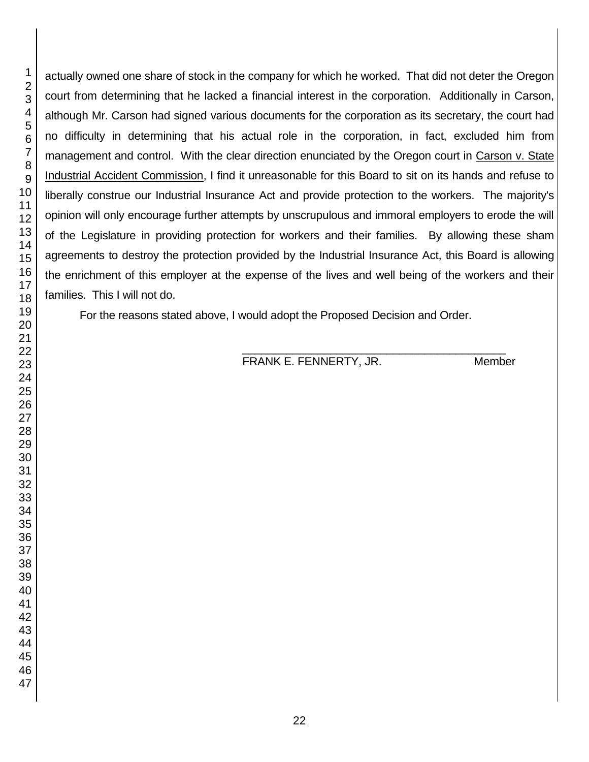actually owned one share of stock in the company for which he worked. That did not deter the Oregon court from determining that he lacked a financial interest in the corporation. Additionally in Carson, although Mr. Carson had signed various documents for the corporation as its secretary, the court had no difficulty in determining that his actual role in the corporation, in fact, excluded him from management and control. With the clear direction enunciated by the Oregon court in Carson v. State Industrial Accident Commission, I find it unreasonable for this Board to sit on its hands and refuse to liberally construe our Industrial Insurance Act and provide protection to the workers. The majority's opinion will only encourage further attempts by unscrupulous and immoral employers to erode the will of the Legislature in providing protection for workers and their families. By allowing these sham agreements to destroy the protection provided by the Industrial Insurance Act, this Board is allowing the enrichment of this employer at the expense of the lives and well being of the workers and their families. This I will not do.

For the reasons stated above, I would adopt the Proposed Decision and Order.

\_\_\_\_\_\_\_\_\_\_\_\_\_\_\_\_\_\_\_\_\_\_\_\_\_\_\_\_\_\_\_\_\_\_\_\_\_\_\_\_\_\_

FRANK E. FENNERTY, JR. Member